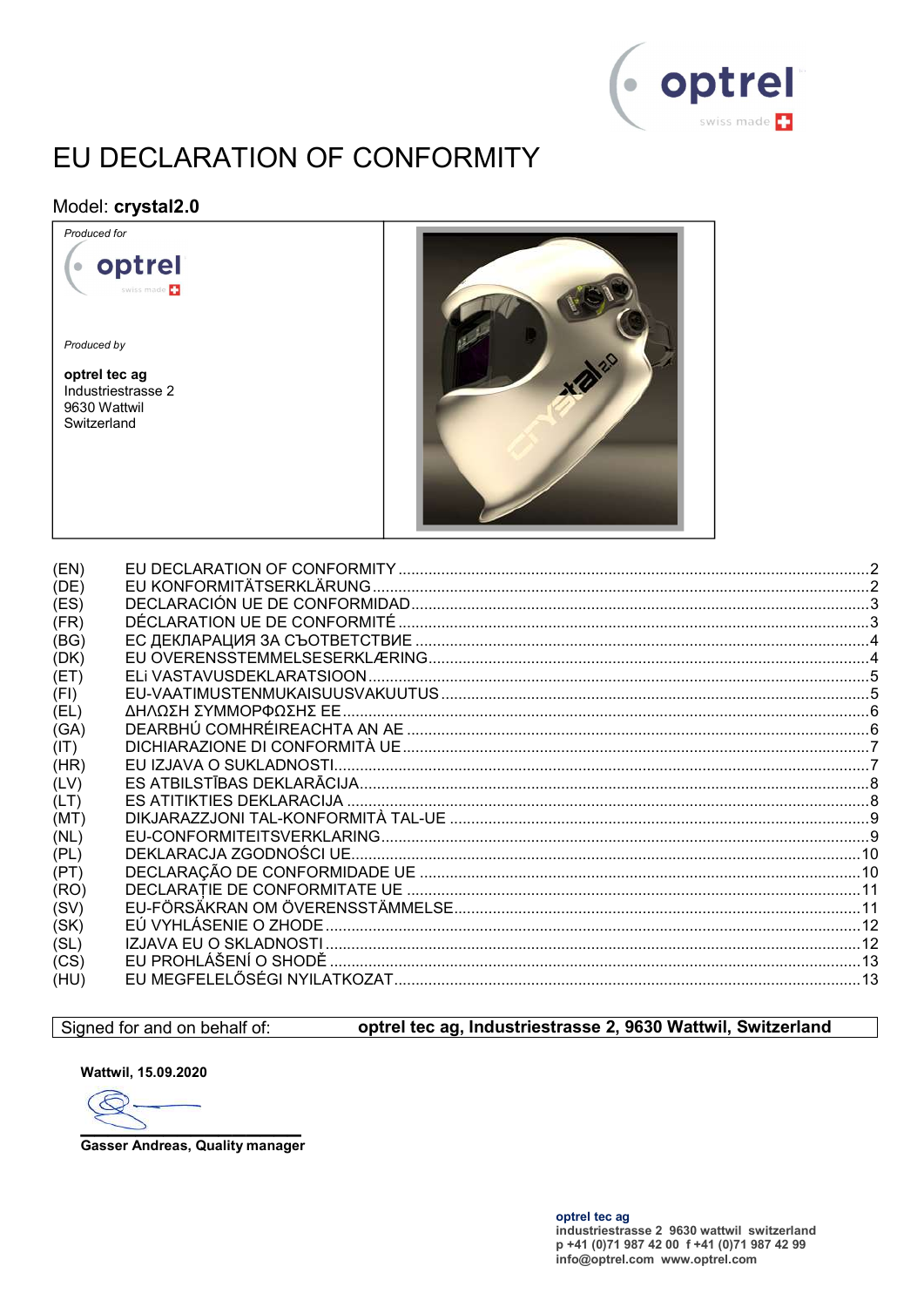# EU DECLARATION OF CONFORMITY

Model: **crystal2.0**

| *Produced for* optrel swiss made | |
|---|---|
| *Produced by*<br><br>**optrel tec ag**<br>Industriestrasse 2<br>9630 Wattwil<br>Switzerland | |

| | | |
|---|---|---|
| (EN) | EU DECLARATION OF CONFORMITY | 2 |
| (DE) | EU KONFORMITÄTSERKLÄRUNG | 2 |
| (ES) | DECLARACIÓN UE DE CONFORMIDAD | 3 |
| (FR) | DÉCLARATION UE DE CONFORMITÉ | 3 |
| (BG) | ЕС ДЕКЛАРАЦИЯ ЗА СЪОТВЕТСТВИЕ | 4 |
| (DK) | EU OVERENSSTEMMELSESERKLÆRING | 4 |
| (ET) | ELi VASTAVUSDEKLARATSIOON | 5 |
| (FI) | EU-VAATIMUSTENMUKAISUUSVAKUUTUS | 5 |
| (EL) | ΔΗΛΩΣΗ ΣΥΜΜΟΡΦΩΣΗΣ ΕΕ | 6 |
| (GA) | DEARBHÚ COMHRÉIREACHTA AN AE | 6 |
| (IT) | DICHIARAZIONE DI CONFORMITÀ UE | 7 |
| (HR) | EU IZJAVA O SUKLADNOSTI | 7 |
| (LV) | ES ATBILSTĪBAS DEKLARĀCIJA | 8 |
| (LT) | ES ATITIKTIES DEKLARACIJA | 8 |
| (MT) | DIKJARAZZJONI TAL-KONFORMITÀ TAL-UE | 9 |
| (NL) | EU-CONFORMITEITSVERKLARING | 9 |
| (PL) | DEKLARACJA ZGODNOŚCI UE | 10 |
| (PT) | DECLARAÇÃO DE CONFORMIDADE UE | 10 |
| (RO) | DECLARAȚIE DE CONFORMITATE UE | 11 |
| (SV) | EU-FÖRSÄKRAN OM ÖVERENSSTÄMMELSE | 11 |
| (SK) | EÚ VYHLÁSENIE O ZHODE | 12 |
| (SL) | IZJAVA EU O SKLADNOSTI | 12 |
| (CS) | EU PROHLÁŠENÍ O SHODĚ | 13 |
| (HU) | EU MEGFELELŐSÉGI NYILATKOZAT | 13 |

| Signed for and on behalf of: | **optrel tec ag, Industriestrasse 2, 9630 Wattwil, Switzerland** |
|---|---|

**Wattwil, 15.09.2020**

**Gasser Andreas, Quality manager**

**optrel tec ag**
**industriestrasse 2 9630 wattwil switzerland**
**p +41 (0)71 987 42 00 f +41 (0)71 987 42 99**
**info@optrel.com www.optrel.com**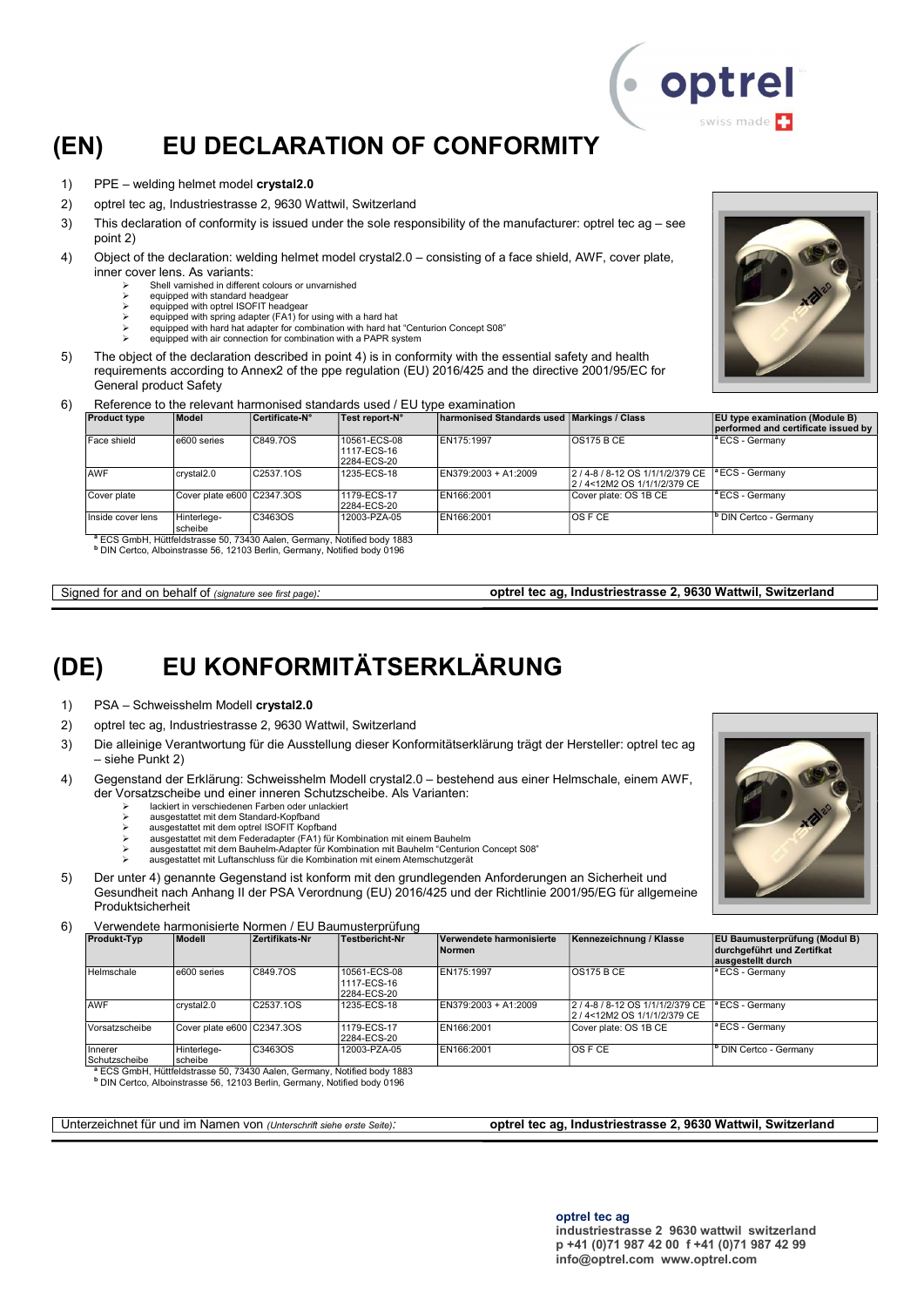# (EN) EU DECLARATION OF CONFORMITY

1) PPE – welding helmet model **crystal2.0**
2) optrel tec ag, Industriestrasse 2, 9630 Wattwil, Switzerland
3) This declaration of conformity is issued under the sole responsibility of the manufacturer: optrel tec ag – see point 2)
4) Object of the declaration: welding helmet model crystal2.0 – consisting of a face shield, AWF, cover plate, inner cover lens. As variants:
   - Shell varnished in different colours or unvarnished
   - equipped with standard headgear
   - equipped with optrel ISOFIT headgear
   - equipped with spring adapter (FA1) for using with a hard hat
   - equipped with hard hat adapter for combination with hard hat "Centurion Concept S08"
   - equipped with air connection for combination with a PAPR system
5) The object of the declaration described in point 4) is in conformity with the essential safety and health requirements according to Annex2 of the ppe regulation (EU) 2016/425 and the directive 2001/95/EC for General product Safety
6) Reference to the relevant harmonised standards used / EU type examination

| Product type | Model | Certificate-N° | Test report-N° | harmonised Standards used | Markings / Class | EU type examination (Module B) performed and certificate issued by |
|---|---|---|---|---|---|---|
| Face shield | e600 series | C849.7OS | 10561-ECS-08<br>1117-ECS-16<br>2284-ECS-20 | EN175:1997 | OS175 B CE | [a] ECS - Germany |
| AWF | crystal2.0 | C2537.1OS | 1235-ECS-18 | EN379:2003 + A1:2009 | 2 / 4-8 / 8-12 OS 1/1/1/2/379 CE<br>2 / 4<12M2 OS 1/1/1/2/379 CE | [a] ECS - Germany |
| Cover plate | Cover plate e600 | C2347.3OS | 1179-ECS-17<br>2284-ECS-20 | EN166:2001 | Cover plate: OS 1B CE | [a] ECS - Germany |
| Inside cover lens | Hinterlege-scheibe | C3463OS | 12003-PZA-05 | EN166:2001 | OS F CE | [b] DIN Certco - Germany |

[a] ECS GmbH, Hüttfeldstrasse 50, 73430 Aalen, Germany, Notified body 1883
[b] DIN Certco, Alboinstrasse 56, 12103 Berlin, Germany, Notified body 0196

Signed for and on behalf of *(signature see first page)*: **optrel tec ag, Industriestrasse 2, 9630 Wattwil, Switzerland**

# (DE) EU KONFORMITÄTSERKLÄRUNG

1) PSA – Schweisshelm Modell **crystal2.0**
2) optrel tec ag, Industriestrasse 2, 9630 Wattwil, Switzerland
3) Die alleinige Verantwortung für die Ausstellung dieser Konformitätserklärung trägt der Hersteller: optrel tec ag – siehe Punkt 2)
4) Gegenstand der Erklärung: Schweisshelm Modell crystal2.0 – bestehend aus einer Helmschale, einem AWF, der Vorsatzscheibe und einer inneren Schutzscheibe. Als Varianten:
   - lackiert in verschiedenen Farben oder unlackiert
   - ausgestattet mit dem Standard-Kopfband
   - ausgestattet mit dem optrel ISOFIT Kopfband
   - ausgestattet mit dem Federadapter (FA1) für Kombination mit einem Bauhelm
   - ausgestattet mit dem Bauhelm-Adapter für Kombination mit Bauhelm "Centurion Concept S08"
   - ausgestattet mit Luftanschluss für die Kombination mit einem Atemschutzgerät
5) Der unter 4) genannte Gegenstand ist konform mit den grundlegenden Anforderungen an Sicherheit und Gesundheit nach Anhang II der PSA Verordnung (EU) 2016/425 und der Richtlinie 2001/95/EG für allgemeine Produktsicherheit
6) Verwendete harmonisierte Normen / EU Baumusterprüfung

| Produkt-Typ | Model | Zertifikats-Nr | Testbericht-Nr | Verwendete harmonisierte Normen | Kennezeichnung / Klasse | EU Baumusterprüfung (Modul B) durchgeführt und Zertifkat ausgestellt durch |
|---|---|---|---|---|---|---|
| Helmschale | e600 series | C849.7OS | 10561-ECS-08<br>1117-ECS-16<br>2284-ECS-20 | EN175:1997 | OS175 B CE | [a] ECS - Germany |
| AWF | crystal2.0 | C2537.1OS | 1235-ECS-18 | EN379:2003 + A1:2009 | 2 / 4-8 / 8-12 OS 1/1/1/2/379 CE<br>2 / 4<12M2 OS 1/1/1/2/379 CE | [a] ECS - Germany |
| Vorsatzscheibe | Cover plate e600 | C2347.3OS | 1179-ECS-17<br>2284-ECS-20 | EN166:2001 | Cover plate: OS 1B CE | [a] ECS - Germany |
| Innerer Schutzscheibe | Hinterlege-scheibe | C3463OS | 12003-PZA-05 | EN166:2001 | OS F CE | [b] DIN Certco - Germany |

[a] ECS GmbH, Hüttfeldstrasse 50, 73430 Aalen, Germany, Notified body 1883
[b] DIN Certco, Alboinstrasse 56, 12103 Berlin, Germany, Notified body 0196

Unterzeichnet für und im Namen von *(Unterschrift siehe erste Seite)*: **optrel tec ag, Industriestrasse 2, 9630 Wattwil, Switzerland**

**optrel tec ag**
**industriestrasse 2 9630 wattwil switzerland**
**p +41 (0)71 987 42 00 f +41 (0)71 987 42 99**
**info@optrel.com www.optrel.com**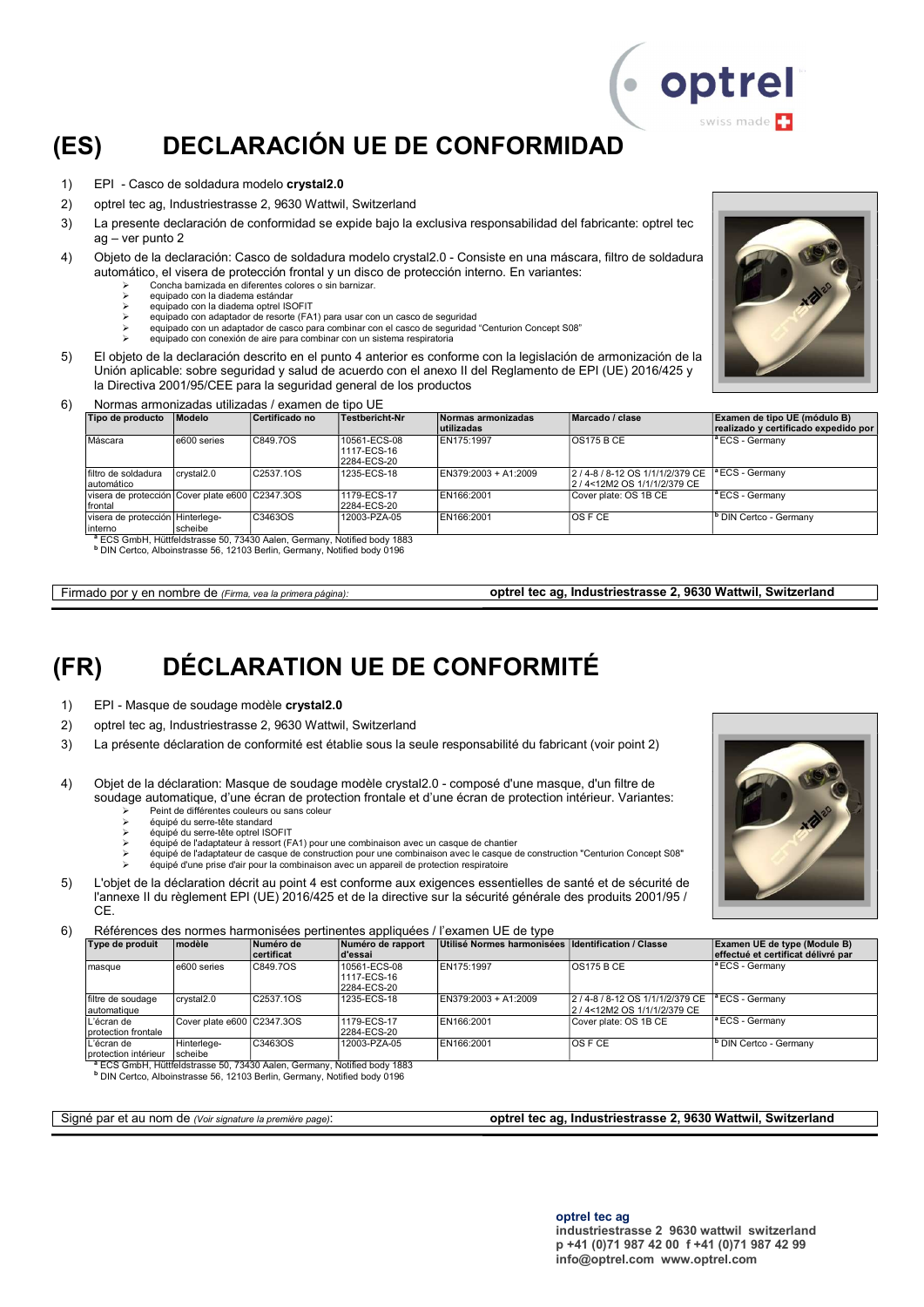# (ES) DECLARACIÓN UE DE CONFORMIDAD

1) EPI - Casco de soldadura modelo **crystal2.0**
2) optrel tec ag, Industriestrasse 2, 9630 Wattwil, Switzerland
3) La presente declaración de conformidad se expide bajo la exclusiva responsabilidad del fabricante: optrel tec ag – ver punto 2
4) Objeto de la declaración: Casco de soldadura modelo crystal2.0 - Consiste en una máscara, filtro de soldadura automático, el visera de protección frontal y un disco de protección interno. En variantes:
   - Concha barnizada en diferentes colores o sin barnizar.
   - equipado con la diadema estándar
   - equipado con la diadema optrel ISOFIT
   - equipado con adaptador de resorte (FA1) para usar con un casco de seguridad
   - equipado con un adaptador de casco para combinar con el casco de seguridad "Centurion Concept S08"
   - equipado con conexión de aire para combinar con un sistema respiratoria
5) El objeto de la declaración descrito en el punto 4 anterior es conforme con la legislación de armonización de la Unión aplicable: sobre seguridad y salud de acuerdo con el anexo II del Reglamento de EPI (UE) 2016/425 y la Directiva 2001/95/CEE para la seguridad general de los productos
6) Normas armonizadas utilizadas / examen de tipo UE

| Tipo de producto | Modelo | Certificado no | Testbericht-Nr | Normas armonizadas utilizadas | Marcado / clase | Examen de tipo UE (módulo B) realizado y certificado expedido por |
|---|---|---|---|---|---|---|
| Máscara | e600 series | C849.7OS | 10561-ECS-08 1117-ECS-16 2284-ECS-20 | EN175:1997 | OS175 B CE | [a] ECS - Germany |
| filtro de soldadura automático | crystal2.0 | C2537.1OS | 1235-ECS-18 | EN379:2003 + A1:2009 | 2 / 4-8 / 8-12 OS 1/1/1/2/379 CE 2 / 4<12M2 OS 1/1/1/2/379 CE | [a] ECS - Germany |
| visera de protección frontal | Cover plate e600 | C2347.3OS | 1179-ECS-17 2284-ECS-20 | EN166:2001 | Cover plate: OS 1B CE | [a] ECS - Germany |
| visera de protección interno | Hinterlege-scheibe | C3463OS | 12003-PZA-05 | EN166:2001 | OS F CE | [b] DIN Certco - Germany |

[a] ECS GmbH, Hüttfeldstrasse 50, 73430 Aalen, Germany, Notified body 1883
[b] DIN Certco, Alboinstrasse 56, 12103 Berlin, Germany, Notified body 0196

Firmado por y en nombre de *(Firma, vea la primera página)*: **optrel tec ag, Industriestrasse 2, 9630 Wattwil, Switzerland**

# (FR) DÉCLARATION UE DE CONFORMITÉ

1) EPI - Masque de soudage modèle **crystal2.0**
2) optrel tec ag, Industriestrasse 2, 9630 Wattwil, Switzerland
3) La présente déclaration de conformité est établie sous la seule responsabilité du fabricant (voir point 2)
4) Objet de la déclaration: Masque de soudage modèle crystal2.0 - composé d'une masque, d'un filtre de soudage automatique, d'une écran de protection frontale et d'une écran de protection intérieur. Variantes:
   - Peint de différentes couleurs ou sans couleur
   - équipé du serre-tête standard
   - équipé du serre-tête optrel ISOFIT
   - équipé de l'adaptateur à ressort (FA1) pour une combinaison avec un casque de chantier
   - équipé de l'adaptateur de casque de construction pour une combinaison avec le casque de construction "Centurion Concept S08"
   - équipé d'une prise d'air pour la combinaison avec un appareil de protection respiratoire
5) L'objet de la déclaration décrit au point 4 est conforme aux exigences essentielles de santé et de sécurité de l'annexe II du règlement EPI (UE) 2016/425 et de la directive sur la sécurité générale des produits 2001/95 / CE.
6) Références des normes harmonisées pertinentes appliquées / l'examen UE de type

| Type de produit | modèle | Numéro de certificat | Numéro de rapport d'essai | Utilisé Normes harmonisées | Identification / Classe | Examen UE de type (Module B) effectué et certificat délivré par |
|---|---|---|---|---|---|---|
| masque | e600 series | C849.7OS | 10561-ECS-08 1117-ECS-16 2284-ECS-20 | EN175:1997 | OS175 B CE | [a] ECS - Germany |
| filtre de soudage automatique | crystal2.0 | C2537.1OS | 1235-ECS-18 | EN379:2003 + A1:2009 | 2 / 4-8 / 8-12 OS 1/1/1/2/379 CE 2 / 4<12M2 OS 1/1/1/2/379 CE | [a] ECS - Germany |
| L'écran de protection frontale | Cover plate e600 | C2347.3OS | 1179-ECS-17 2284-ECS-20 | EN166:2001 | Cover plate: OS 1B CE | [a] ECS - Germany |
| L'écran de protection intérieur | Hinterlege-scheibe | C3463OS | 12003-PZA-05 | EN166:2001 | OS F CE | [b] DIN Certco - Germany |

[a] ECS GmbH, Hüttfeldstrasse 50, 73430 Aalen, Germany, Notified body 1883
[b] DIN Certco, Alboinstrasse 56, 12103 Berlin, Germany, Notified body 0196

Signé par et au nom de *(Voir signature la première page)*: **optrel tec ag, Industriestrasse 2, 9630 Wattwil, Switzerland**

**optrel tec ag**
**industriestrasse 2 9630 wattwil switzerland**
**p +41 (0)71 987 42 00 f +41 (0)71 987 42 99**
**info@optrel.com www.optrel.com**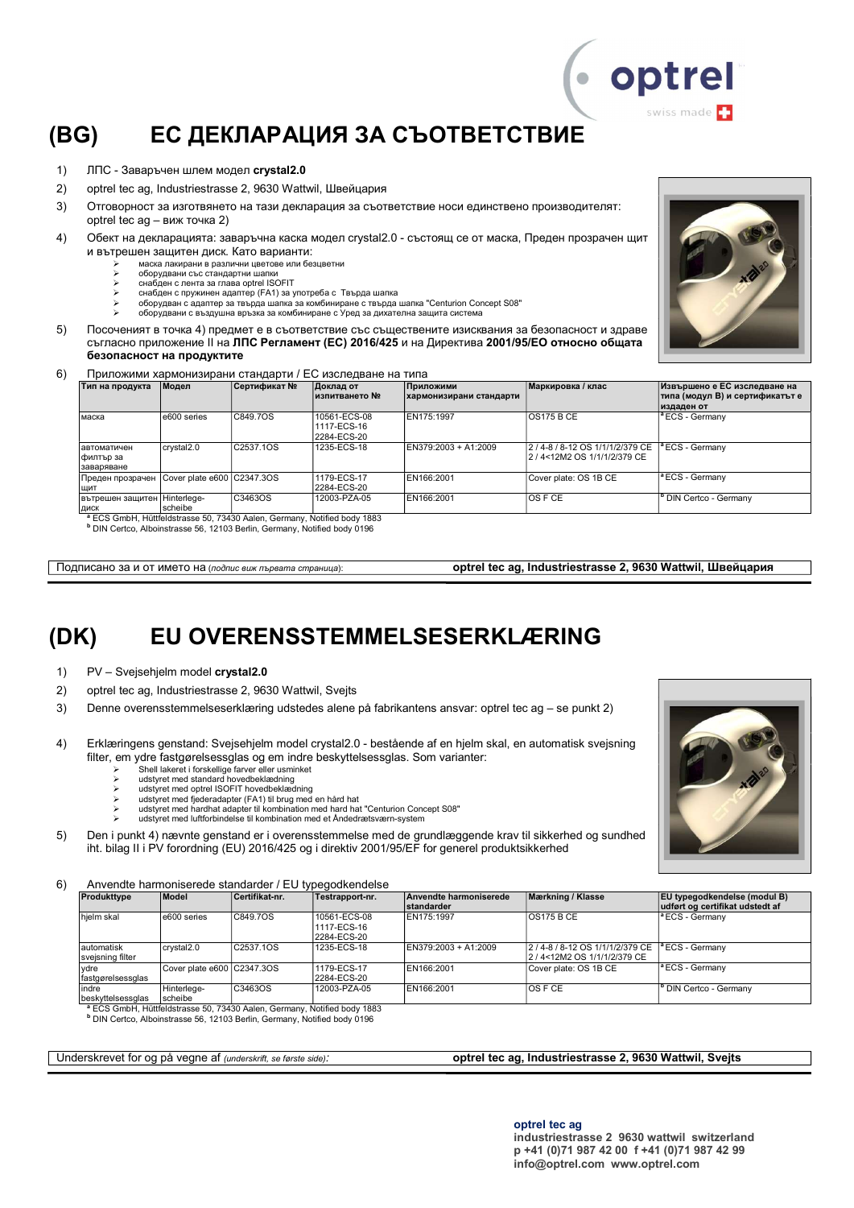# (BG) ЕС ДЕКЛАРАЦИЯ ЗА СЪОТВЕТСТВИЕ

1) ЛПС - Заваръчен шлем модел **crystal2.0**
2) optrel tec ag, Industriestrasse 2, 9630 Wattwil, Швейцария
3) Отговорност за изготвянето на тази декларация за съответствие носи единствено производителят: optrel tec ag – виж точка 2)
4) Обект на декларацията: заваръчна каска модел crystal2.0 - състоящ се от маска, Преден прозрачен щит и вътрешен защитен диск. Като варианти:
   - маска лакирани в различни цветове или безцветни
   - оборудвани със стандартни шапки
   - снабден с лента за глава optrel ISOFIT
   - снабден с пружинен адаптер (FA1) за употреба с Твърда шапка
   - оборудван с адаптер за твърда шапка за комбиниране с твърда шапка "Centurion Concept S08"
   - оборудвани с въздушна връзка за комбиниране с Уред за дихателна защита система
5) Посоченият в точка 4) предмет е в съответствие със съществените изисквания за безопасност и здраве съгласно приложение II на **ЛПС Регламент (ЕС) 2016/425** и на Директива **2001/95/ЕО относно общата безопасност на продуктите**
6) Приложими хармонизирани стандарти / ЕС изследване на типа

| Тип на продукта | Модел | Сертификат № | Доклад от изпитването № | Приложими хармонизирани стандарти | Маркировка / клас | Извършено е ЕС изследване на типа (модул В) и сертификатът е издаден от |
|---|---|---|---|---|---|---|
| маска | e600 series | C849.7OS | 10561-ECS-08 1117-ECS-16 2284-ECS-20 | EN175:1997 | OS175 B CE | [a] ECS - Germany |
| автоматичен филтър за заваряване | crystal2.0 | C2537.1OS | 1235-ECS-18 | EN379:2003 + A1:2009 | 2 / 4-8 / 8-12 OS 1/1/1/2/379 CE 2 / 4<12M2 OS 1/1/1/2/379 CE | [a] ECS - Germany |
| Преден прозрачен щит | Cover plate e600 | C2347.3OS | 1179-ECS-17 2284-ECS-20 | EN166:2001 | Cover plate: OS 1B CE | [a] ECS - Germany |
| вътрешен защитен диск | Hinterlege-scheibe | C3463OS | 12003-PZA-05 | EN166:2001 | OS F CE | [b] DIN Certco - Germany |

[a] ECS GmbH, Hüttfeldstrasse 50, 73430 Aalen, Germany, Notified body 1883
[b] DIN Certco, Alboinstrasse 56, 12103 Berlin, Germany, Notified body 0196

Подписано за и от името на (*подпис виж първата страница*): **optrel tec ag, Industriestrasse 2, 9630 Wattwil, Швейцария**

# (DK) EU OVERENSSTEMMELSESERKLÆRING

1) PV – Svejsehjelm model **crystal2.0**
2) optrel tec ag, Industriestrasse 2, 9630 Wattwil, Svejts
3) Denne overensstemmelseserklæring udstedes alene på fabrikantens ansvar: optrel tec ag – se punkt 2)
4) Erklæringens genstand: Svejsehjelm model crystal2.0 - bestående af en hjelm skal, en automatisk svejsning filter, em ydre fastgørelsesglas og em indre beskyttelsesglas. Som varianter:
   - Shell lakeret i forskellige farver eller usminket
   - udstyret med standard hovedbeklædning
   - udstyret med optrel ISOFIT hovedbeklædning
   - udstyret med fjederadapter (FA1) til brug med en hård hat
   - udstyret med hardhat adapter til kombination med hard hat "Centurion Concept S08"
   - udstyret med luftforbindelse til kombination med et Åndedrætsværn-system
5) Den i punkt 4) nævnte genstand er i overensstemmelse med de grundlæggende krav til sikkerhed og sundhed iht. bilag II i PV forordning (EU) 2016/425 og i direktiv 2001/95/EF for generel produktsikkerhed
6) Anvendte harmoniserede standarder / EU typegodkendelse

| Produkttype | Model | Certifikat-nr. | Testrapport-nr. | Anvendte harmoniserede standarder | Mærkning / Klasse | EU typegodkendelse (modul B) udført og certifikat udstedt af |
|---|---|---|---|---|---|---|
| hjelm skal | e600 series | C849.7OS | 10561-ECS-08 1117-ECS-16 2284-ECS-20 | EN175:1997 | OS175 B CE | [a] ECS - Germany |
| automatisk svejsning filter | crystal2.0 | C2537.1OS | 1235-ECS-18 | EN379:2003 + A1:2009 | 2 / 4-8 / 8-12 OS 1/1/1/2/379 CE 2 / 4<12M2 OS 1/1/1/2/379 CE | [a] ECS - Germany |
| ydre fastgørelsesglas | Cover plate e600 | C2347.3OS | 1179-ECS-17 2284-ECS-20 | EN166:2001 | Cover plate: OS 1B CE | [a] ECS - Germany |
| indre beskyttelsesglas | Hinterlege-scheibe | C3463OS | 12003-PZA-05 | EN166:2001 | OS F CE | [b] DIN Certco - Germany |

[a] ECS GmbH, Hüttfeldstrasse 50, 73430 Aalen, Germany, Notified body 1883
[b] DIN Certco, Alboinstrasse 56, 12103 Berlin, Germany, Notified body 0196

Underskrevet for og på vegne af *(underskrift, se første side)*: **optrel tec ag, Industriestrasse 2, 9630 Wattwil, Svejts**

**optrel tec ag**
**industriestrasse 2 9630 wattwil switzerland**
**p +41 (0)71 987 42 00 f +41 (0)71 987 42 99**
**info@optrel.com www.optrel.com**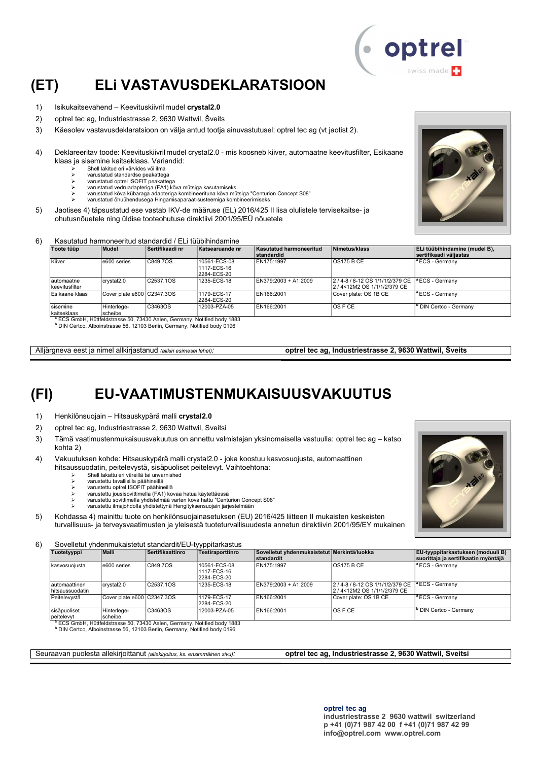# (ET) ELi VASTAVUSDEKLARATSIOON

1) Isikukaitsevahend – Keevituskiivril mudel **crystal2.0**
2) optrel tec ag, Industriestrasse 2, 9630 Wattwil, Šveits
3) Käesolev vastavusdeklaratsioon on välja antud tootja ainuvastutusel: optrel tec ag (vt jaotist 2).
4) Deklareeritav toode: Keevituskiivril mudel crystal2.0 - mis koosneb kiiver, automaatne keevitusfilter, Esikaane klaas ja sisemine kaitseklaas. Variandid:
   - Shell lakitud eri värvides või ilma
   - varustatud standardse peakattega
   - varustatud optrel ISOFIT peakattega
   - varustatud vedruadapteriga (FA1) kõva mütsiga kasutamiseks
   - varustatud kõva kübaraga adapteriga kombineerituna kõva mütsiga "Centurion Concept S08"
   - varustatud õhuühendusega Hingamisaparaat-süsteemiga kombineerimiseks
5) Jaotises 4) täpsustatud ese vastab IKV-de määruse (EL) 2016/425 II lisa olulistele tervisekaitse- ja ohutusnõuetele ning üldise tooteohutuse direktiivi 2001/95/EÜ nõuetele
6) Kasutatud harmoneeritud standardid / ELi tüübihindamine

| Toote tüüp | Model | Sertifikaadi nr | Katsearuande nr | Kasutatud harmoneeritud standardid | Nimetus/klass | ELi tüübihindamine (mudel B), sertifikaadi väljastas |
|---|---|---|---|---|---|---|
| Kiiver | e600 series | C849.7OS | 10561-ECS-08<br>1117-ECS-16<br>2284-ECS-20 | EN175:1997 | OS175 B CE | [a] ECS - Germany |
| automaatne keevitusfilter | crystal2.0 | C2537.1OS | 1235-ECS-18 | EN379:2003 + A1:2009 | 2 / 4-8 / 8-12 OS 1/1/1/2/379 CE<br>2 / 4<12M2 OS 1/1/1/2/379 CE | [a] ECS - Germany |
| Esikaane klaas | Cover plate e600 | C2347.3OS | 1179-ECS-17<br>2284-ECS-20 | EN166:2001 | Cover plate: OS 1B CE | [a] ECS - Germany |
| sisemine kaitseklaas | Hinterlege-scheibe | C3463OS | 12003-PZA-05 | EN166:2001 | OS F CE | [b] DIN Certco - Germany |

[a] ECS GmbH, Hüttfeldstrasse 50, 73430 Aalen, Germany, Notified body 1883
[b] DIN Certco, Alboinstrasse 56, 12103 Berlin, Germany, Notified body 0196

Alljärgneva eest ja nimel allkirjastanud *(allkiri esimesel lehel)*: **optrel tec ag, Industriestrasse 2, 9630 Wattwil, Šveits**

# (FI) EU-VAATIMUSTENMUKAISUUSVAKUUTUS

1) Henkilönsuojain – Hitsauskypärä malli **crystal2.0**
2) optrel tec ag, Industriestrasse 2, 9630 Wattwil, Sveitsi
3) Tämä vaatimustenmukaisuusvakuutus on annettu valmistajan yksinomaisella vastuulla: optrel tec ag – katso kohta 2)
4) Vakuutuksen kohde: Hitsauskypärä malli crystal2.0 - joka koostuu kasvosuojusta, automaattinen hitsaussuodatin, peitelevystä, sisäpuoliset peitelevyt. Vaihtoehtona:
   - Shell lakattu eri väreillä tai unvarnished
   - varustettu tavallisilla päähineillä
   - varustettu optrel ISOFIT päähineillä
   - varustettu jousisovittimella (FA1) kovaa hatua käytettäessä
   - varustettu sovittimella yhdistelmää varten kova hattu "Centurion Concept S08"
   - varustettu ilmajohdolla yhdistettynä Hengityksensuojain järjestelmään
5) Kohdassa 4) mainittu tuote on henkilönsuojainasetuksen (EU) 2016/425 liitteen II mukaisten keskeisten turvallisuus- ja terveysvaatimusten ja yleisestä tuoteturvallisuudesta annetun direktiivin 2001/95/EY mukainen
6) Sovelletut yhdenmukaistetut standardit/EU-tyyppitarkastus

| Tuotetyyppi | Malli | Sertifikaattinro | Testiraporttinro | Sovelletut yhdenmukaistetut standardit | Merkintä/luokka | EU-tyyppitarkastuksen (moduuli B) suorittaja ja sertifikaatin myöntäjä |
|---|---|---|---|---|---|---|
| kasvosuojusta | e600 series | C849.7OS | 10561-ECS-08<br>1117-ECS-16<br>2284-ECS-20 | EN175:1997 | OS175 B CE | [a] ECS - Germany |
| automaattinen hitsaussuodatin | crystal2.0 | C2537.1OS | 1235-ECS-18 | EN379:2003 + A1:2009 | 2 / 4-8 / 8-12 OS 1/1/1/2/379 CE<br>2 / 4<12M2 OS 1/1/1/2/379 CE | [a] ECS - Germany |
| Peitelevystä | Cover plate e600 | C2347.3OS | 1179-ECS-17<br>2284-ECS-20 | EN166:2001 | Cover plate: OS 1B CE | [a] ECS - Germany |
| sisäpuoliset peitelevyt | Hinterlege-scheibe | C3463OS | 12003-PZA-05 | EN166:2001 | OS F CE | [b] DIN Certco - Germany |

[a] ECS GmbH, Hüttfeldstrasse 50, 73430 Aalen, Germany, Notified body 1883
[b] DIN Certco, Alboinstrasse 56, 12103 Berlin, Germany, Notified body 0196

Seuraavan puolesta allekirjoittanut *(allekirjoitus, ks. ensimmäinen sivu)*: **optrel tec ag, Industriestrasse 2, 9630 Wattwil, Sveitsi**

**optrel tec ag**
**industriestrasse 2 9630 wattwil switzerland**
**p +41 (0)71 987 42 00 f +41 (0)71 987 42 99**
**info@optrel.com www.optrel.com**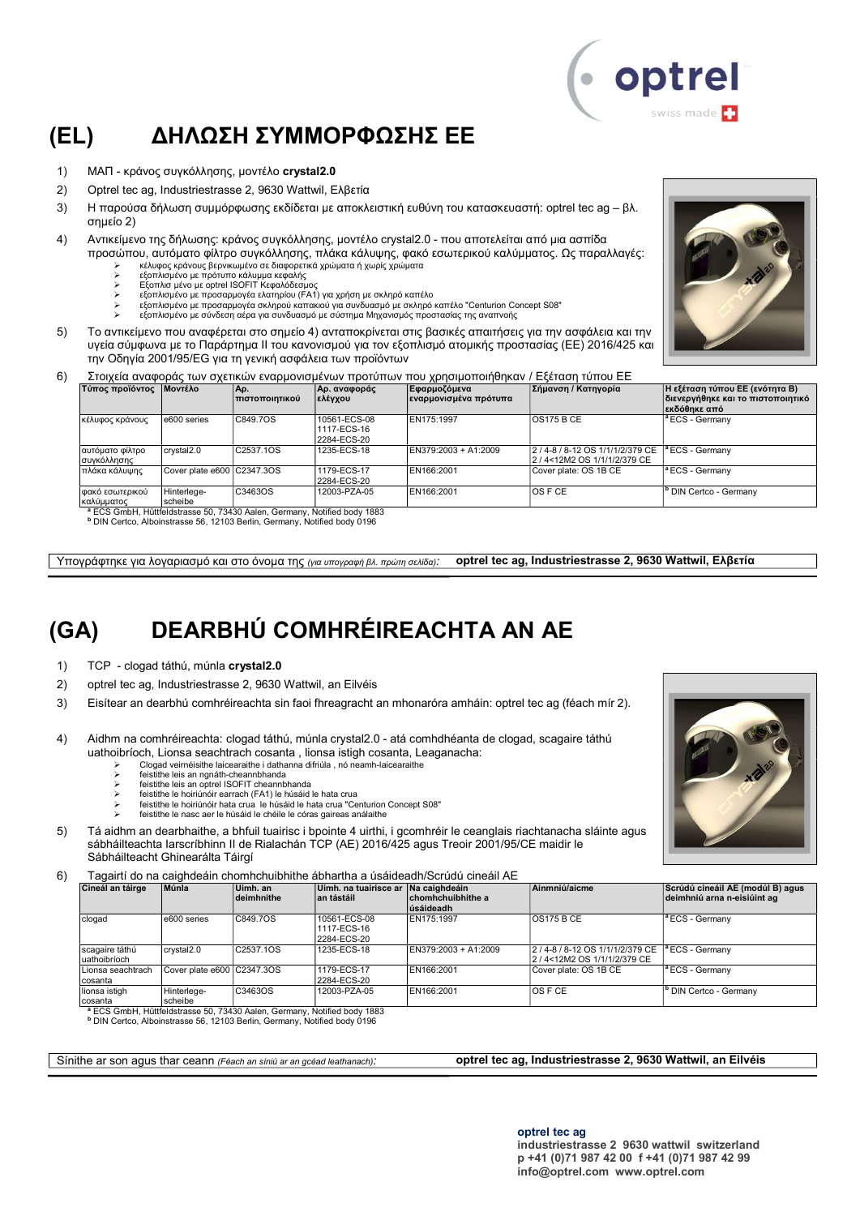# (EL) ΔΗΛΩΣΗ ΣΥΜΜΟΡΦΩΣΗΣ ΕΕ

1) ΜΑΠ - κράνος συγκόλλησης, μοντέλο **crystal2.0**
2) Optrel tec ag, Industriestrasse 2, 9630 Wattwil, Ελβετία
3) Η παρούσα δήλωση συμμόρφωσης εκδίδεται με αποκλειστική ευθύνη του κατασκευαστή: optrel tec ag – βλ. σημείο 2)
4) Αντικείμενο της δήλωσης: κράνος συγκόλλησης, μοντέλο crystal2.0 - που αποτελείται από μια ασπίδα προσώπου, αυτόματο φίλτρο συγκόλλησης, πλάκα κάλυψης, φακό εσωτερικού καλύμματος. Ως παραλλαγές:
   - κέλυφος κράνους βερνικωμένο σε διαφορετικά χρώματα ή χωρίς χρώματα
   - εξοπλισμένο με πρότυπο κάλυμμα κεφαλής
   - Εξοπλισ μένο με optrel ISOFIT Κεφαλόδεσμος
   - εξοπλισμένο με προσαρμογέα ελατηρίου (FA1) για χρήση με σκληρό καπέλο
   - εξοπλισμένο με προσαρμογέα σκληρού καπακιού για συνδυασμό με σκληρό καπέλο "Centurion Concept S08"
   - εξοπλισμένο με σύνδεση αέρα για συνδυασμό με σύστημα Μηχανισμός προστασίας της αναπνοής
5) Το αντικείμενο που αναφέρεται στο σημείο 4) ανταποκρίνεται στις βασικές απαιτήσεις για την ασφάλεια και την υγεία σύμφωνα με το Παράρτημα II του κανονισμού για τον εξοπλισμό ατομικής προστασίας (ΕΕ) 2016/425 και την Οδηγία 2001/95/EG για τη γενική ασφάλεια των προϊόντων
6) Στοιχεία αναφοράς των σχετικών εναρμονισμένων προτύπων που χρησιμοποιήθηκαν / Εξέταση τύπου ΕΕ

| Τύπος προϊόντος | Μοντέλο | Αρ. πιστοποιητικού | Αρ. αναφοράς ελέγχου | Εφαρμοζόμενα εναρμονισμένα πρότυπα | Σήμανση / Κατηγορία | Η εξέταση τύπου ΕΕ (ενότητα B) διενεργήθηκε και το πιστοποιητικό εκδόθηκε από |
|---|---|---|---|---|---|---|
| κέλυφος κράνους | e600 series | C849.7OS | 10561-ECS-08 1117-ECS-16 2284-ECS-20 | EN175:1997 | OS175 B CE | [a] ECS - Germany |
| αυτόματο φίλτρο συγκόλλησης | crystal2.0 | C2537.1OS | 1235-ECS-18 | EN379:2003 + A1:2009 | 2 / 4-8 / 8-12 OS 1/1/1/2/379 CE 2 / 4<12M2 OS 1/1/1/2/379 CE | [a] ECS - Germany |
| πλάκα κάλυψης | Cover plate e600 | C2347.3OS | 1179-ECS-17 2284-ECS-20 | EN166:2001 | Cover plate: OS 1B CE | [a] ECS - Germany |
| φακό εσωτερικού καλύμματος | Hinterlege-scheibe | C3463OS | 12003-PZA-05 | EN166:2001 | OS F CE | [b] DIN Certco - Germany |

[a] ECS GmbH, Hüttfeldstrasse 50, 73430 Aalen, Germany, Notified body 1883
[b] DIN Certco, Alboinstrasse 56, 12103 Berlin, Germany, Notified body 0196

Υπογράφτηκε για λογαριασμό και στο όνομα της *(για υπογραφή βλ. πρώτη σελίδα)*: **optrel tec ag, Industriestrasse 2, 9630 Wattwil, Ελβετία**

# (GA) DEARBHÚ COMHRÉIREACHTA AN AE

1) TCP - clogad táthú, múnla **crystal2.0**
2) optrel tec ag, Industriestrasse 2, 9630 Wattwil, an Eilvéis
3) Eisítear an dearbhú comhréireachta sin faoi fhreagracht an mhonaróra amháin: optrel tec ag (féach mír 2).
4) Aidhm na comhréireachta: clogad táthú, múnla crystal2.0 - atá comhdhéanta de clogad, scagaire táthú uathoibríoch, Lionsa seachtrach cosanta , lionsa istigh cosanta, Leaganacha:
   - Clogad veirnéisithe laicearaithe i dathanna difriúla , nó neamh-laicearaithe
   - feistithe leis an ngnáth-cheannbhanda
   - feistithe leis an optrel ISOFIT cheannbhanda
   - feistithe le hoiriúnóir earrach (FA1) le húsáid le hata crua
   - feistithe le hoiriúnóir hata crua le húsáid le hata crua "Centurion Concept S08"
   - feistithe le nasc aer le húsáid le chéile le córas gaireas análaithe
5) Tá aidhm an dearbhaithe, a bhfuil tuairisc i bpointe 4 uirthi, i gcomhréir le ceanglais riachtanacha sláinte agus sábháilteachta Iarscríbhinn II de Rialachán TCP (AE) 2016/425 agus Treoir 2001/95/CE maidir le Sábháilteacht Ghinearálta Táirgí
6) Tagairtí do na caighdeáin chomhchuibhithe ábhartha a úsáideadh/Scrúdú cineáil AE

| Cineál an táirge | Múnla | Uimh. an deimhnithe | Uimh. na tuairisce ar an tástáil | Na caighdeáin chomhchuibhithe a úsáideadh | Ainmniú/aicme | Scrúdú cineáil AE (modúl B) agus deimhniú arna n-eisiúint ag |
|---|---|---|---|---|---|---|
| clogad | e600 series | C849.7OS | 10561-ECS-08 1117-ECS-16 2284-ECS-20 | EN175:1997 | OS175 B CE | [a] ECS - Germany |
| scagaire táthú uathoibríoch | crystal2.0 | C2537.1OS | 1235-ECS-18 | EN379:2003 + A1:2009 | 2 / 4-8 / 8-12 OS 1/1/1/2/379 CE 2 / 4<12M2 OS 1/1/1/2/379 CE | [a] ECS - Germany |
| Lionsa seachtrach cosanta | Cover plate e600 | C2347.3OS | 1179-ECS-17 2284-ECS-20 | EN166:2001 | Cover plate: OS 1B CE | [a] ECS - Germany |
| lionsa istigh cosanta | Hinterlege-scheibe | C3463OS | 12003-PZA-05 | EN166:2001 | OS F CE | [b] DIN Certco - Germany |

[a] ECS GmbH, Hüttfeldstrasse 50, 73430 Aalen, Germany, Notified body 1883
[b] DIN Certco, Alboinstrasse 56, 12103 Berlin, Germany, Notified body 0196

Sínithe ar son agus thar ceann *(Féach an síniú ar an gcéad leathanach)*: **optrel tec ag, Industriestrasse 2, 9630 Wattwil, an Eilvéis**

**optrel tec ag**
**industriestrasse 2 9630 wattwil switzerland**
**p +41 (0)71 987 42 00 f +41 (0)71 987 42 99**
**info@optrel.com www.optrel.com**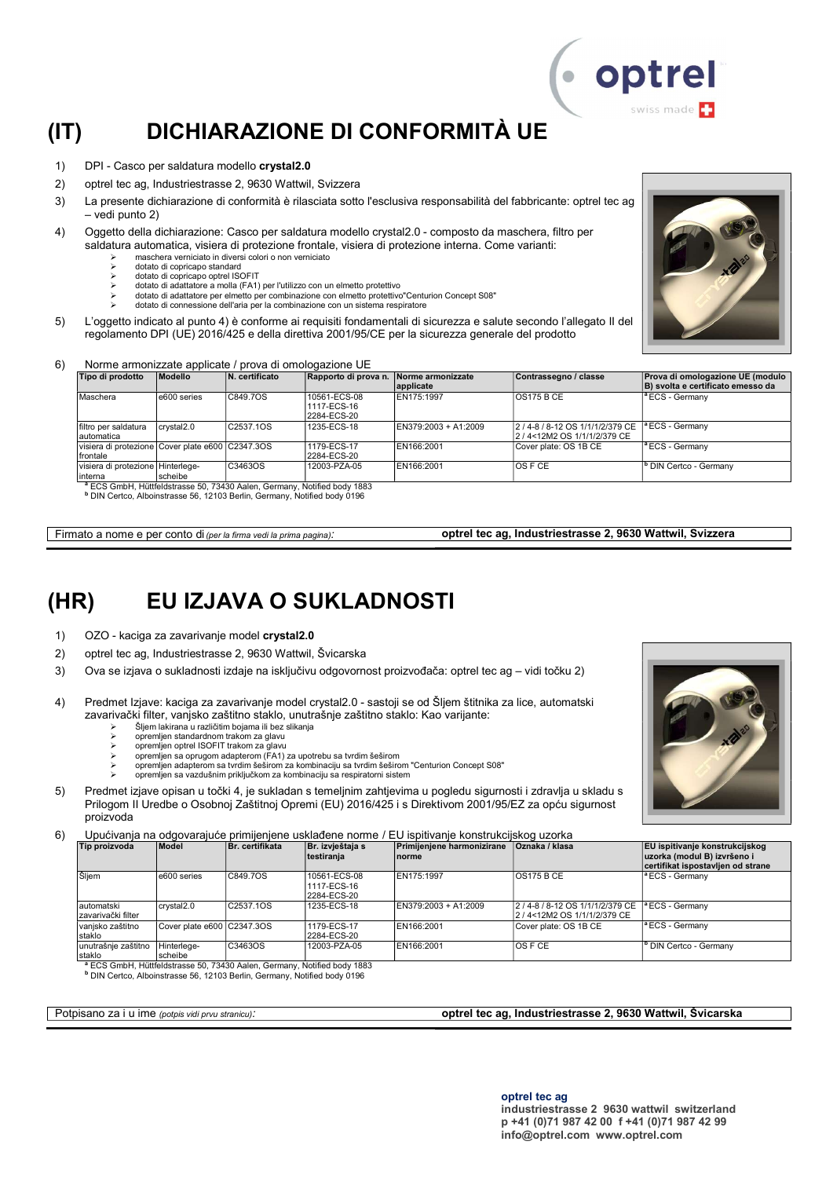# (IT) DICHIARAZIONE DI CONFORMITÀ UE

1) DPI - Casco per saldatura modello **crystal2.0**
2) optrel tec ag, Industriestrasse 2, 9630 Wattwil, Svizzera
3) La presente dichiarazione di conformità è rilasciata sotto l'esclusiva responsabilità del fabbricante: optrel tec ag – vedi punto 2)
4) Oggetto della dichiarazione: Casco per saldatura modello crystal2.0 - composto da maschera, filtro per saldatura automatica, visiera di protezione frontale, visiera di protezione interna. Come varianti:
   - maschera verniciato in diversi colori o non verniciato
   - dotato di copricapo standard
   - dotato di copricapo optrel ISOFIT
   - dotato di adattatore a molla (FA1) per l'utilizzo con un elmetto protettivo
   - dotato di adattatore per elmetto per combinazione con elmetto protettivo"Centurion Concept S08"
   - dotato di connessione dell'aria per la combinazione con un sistema respiratore
5) L'oggetto indicato al punto 4) è conforme ai requisiti fondamentali di sicurezza e salute secondo l'allegato II del regolamento DPI (UE) 2016/425 e della direttiva 2001/95/CE per la sicurezza generale del prodotto
6) Norme armonizzate applicate / prova di omologazione UE

| Tipo di prodotto | Modello | N. certificato | Rapporto di prova n. | Norme armonizzate applicate | Contrassegno / classe | Prova di omologazione UE (modulo B) svolta e certificato emesso da |
|---|---|---|---|---|---|---|
| Maschera | e600 series | C849.7OS | 10561-ECS-08 1117-ECS-16 2284-ECS-20 | EN175:1997 | OS175 B CE | [a] ECS - Germany |
| filtro per saldatura automatica | crystal2.0 | C2537.1OS | 1235-ECS-18 | EN379:2003 + A1:2009 | 2 / 4-8 / 8-12 OS 1/1/1/2/379 CE 2 / 4<12M2 OS 1/1/1/2/379 CE | [a] ECS - Germany |
| visiera di protezione frontale | Cover plate e600 | C2347.3OS | 1179-ECS-17 2284-ECS-20 | EN166:2001 | Cover plate: OS 1B CE | [a] ECS - Germany |
| visiera di protezione interna | Hinterlege-scheibe | C3463OS | 12003-PZA-05 | EN166:2001 | OS F CE | [b] DIN Certco - Germany |

[a] ECS GmbH, Hüttfeldstrasse 50, 73430 Aalen, Germany, Notified body 1883
[b] DIN Certco, Alboinstrasse 56, 12103 Berlin, Germany, Notified body 0196

| Firmato a nome e per conto di *(per la firma vedi la prima pagina)*: | **optrel tec ag, Industriestrasse 2, 9630 Wattwil, Svizzera** |
|---|---|

# (HR) EU IZJAVA O SUKLADNOSTI

1) OZO - kaciga za zavarivanje model **crystal2.0**
2) optrel tec ag, Industriestrasse 2, 9630 Wattwil, Švicarska
3) Ova se izjava o sukladnosti izdaje na isključivu odgovornost proizvođača: optrel tec ag – vidi točku 2)
4) Predmet Izjave: kaciga za zavarivanje model crystal2.0 - sastoji se od Šljem štitnika za lice, automatski zavarivački filter, vanjsko zaštitno staklo, unutrašnje zaštitno staklo: Kao varijante:
   - Šljem lakirana u različitim bojama ili bez slikanja
   - opremljen standardnom trakom za glavu
   - opremljen optrel ISOFIT trakom za glavu
   - opremljen sa oprugom adapterom (FA1) za upotrebu sa tvrdim šeširom
   - opremljen adapterom sa tvrdim šeširom za kombinaciju sa tvrdim šeširom "Centurion Concept S08"
   - opremljen sa vazdušnim priključkom za kombinaciju sa respiratorni sistem
5) Predmet izjave opisan u točki 4, je sukladan s temeljnim zahtjevima u pogledu sigurnosti i zdravlja u skladu s Prilogom II Uredbe o Osobnoj Zaštitnoj Opremi (EU) 2016/425 i s Direktivom 2001/95/EZ za opću sigurnost proizvoda
6) Upućivanja na odgovarajuće primijenjene usklađene norme / EU ispitivanje konstrukcijskog uzorka

| Tip proizvoda | Model | Br. certifikata | Br. izvještaja s testiranja | Primijenjene harmonizirane norme | Oznaka / klasa | EU ispitivanje konstrukcijskog uzorka (modul B) izvršeno i certifikat ispostavljen od strane |
|---|---|---|---|---|---|---|
| Šljem | e600 series | C849.7OS | 10561-ECS-08 1117-ECS-16 2284-ECS-20 | EN175:1997 | OS175 B CE | [a] ECS - Germany |
| automatski zavarivački filter | crystal2.0 | C2537.1OS | 1235-ECS-18 | EN379:2003 + A1:2009 | 2 / 4-8 / 8-12 OS 1/1/1/2/379 CE 2 / 4<12M2 OS 1/1/1/2/379 CE | [a] ECS - Germany |
| vanjsko zaštitno staklo | Cover plate e600 | C2347.3OS | 1179-ECS-17 2284-ECS-20 | EN166:2001 | Cover plate: OS 1B CE | [a] ECS - Germany |
| unutrašnje zaštitno staklo | Hinterlege-scheibe | C3463OS | 12003-PZA-05 | EN166:2001 | OS F CE | [b] DIN Certco - Germany |

[a] ECS GmbH, Hüttfeldstrasse 50, 73430 Aalen, Germany, Notified body 1883
[b] DIN Certco, Alboinstrasse 56, 12103 Berlin, Germany, Notified body 0196

| Potpisano za i u ime *(potpis vidi prvu stranicu)*: | **optrel tec ag, Industriestrasse 2, 9630 Wattwil, Švicarska** |
|---|---|

**optrel tec ag**
**industriestrasse 2 9630 wattwil switzerland**
**p +41 (0)71 987 42 00 f +41 (0)71 987 42 99**
**info@optrel.com www.optrel.com**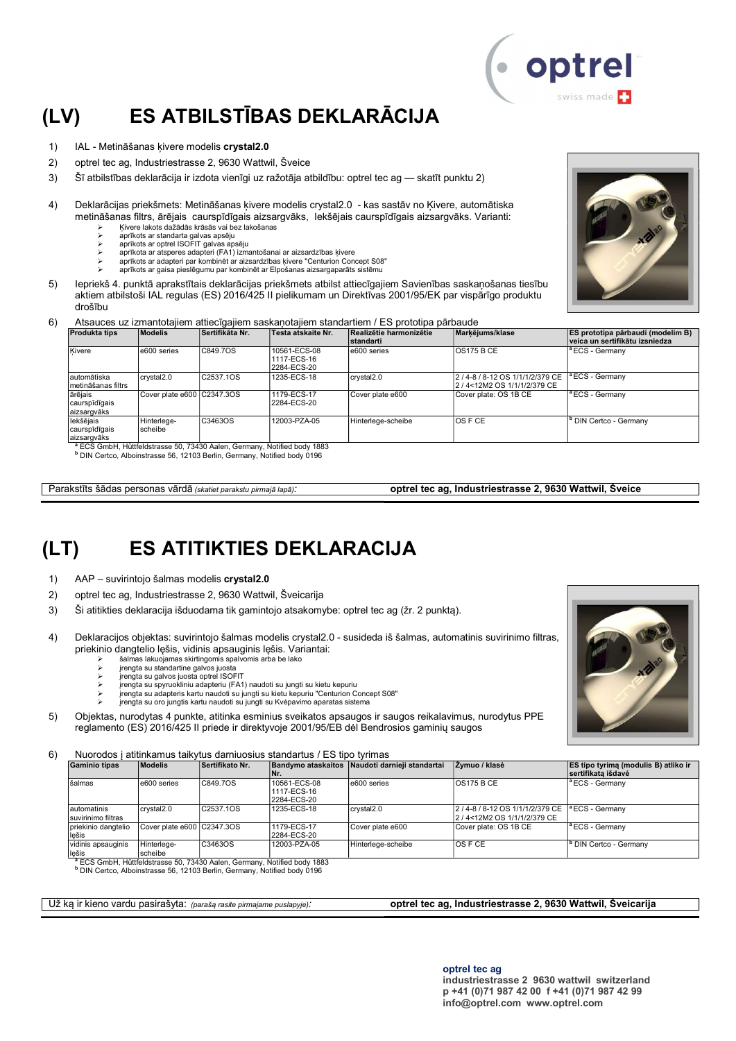# (LV) ES ATBILSTĪBAS DEKLARĀCIJA

1) IAL - Metināšanas ķivere modelis **crystal2.0**
2) optrel tec ag, Industriestrasse 2, 9630 Wattwil, Šveice
3) Šī atbilstības deklarācija ir izdota vienīgi uz ražotāja atbildību: optrel tec ag — skatīt punktu 2)
4) Deklarācijas priekšmets: Metināšanas ķivere modelis crystal2.0 - kas sastāv no Ķivere, automātiska metināšanas filtrs, ārējais caurspīdīgais aizsargvāks, Iekšējais caurspīdīgais aizsargvāks. Varianti:
   - Ķivere lakots dažādās krāsās vai bez lakošanas
   - aprīkots ar standarta galvas apsēju
   - aprīkots ar optrel ISOFIT galvas apsēju
   - aprīkota ar atsperes adapteri (FA1) izmantošanai ar aizsardzības ķivere
   - aprīkots ar adapteri par kombinēt ar aizsardzības ķivere "Centurion Concept S08"
   - aprīkots ar gaisa pieslēgumu par kombinēt ar Elpošanas aizsargaparāts sistēmu
5) Iepriekš 4. punktā aprakstītais deklarācijas priekšmets atbilst attiecīgajiem Savienības saskaņošanas tiesību aktiem atbilstoši IAL regulas (ES) 2016/425 II pielikumam un Direktīvas 2001/95/EK par vispārīgo produktu drošību
6) Atsauces uz izmantotajiem attiecīgajiem saskaņotajiem standartiem / ES prototipa pārbaude

| Produkta tips | Modelis | Sertifikāta Nr. | Testa atskaite Nr. | Realizētie harmonizētie standarti | Marķējums/klase | ES prototipa pārbaudi (modelim B) veica un sertifikātu izsniedza |
|---|---|---|---|---|---|---|
| Ķivere | e600 series | C849.7OS | 10561-ECS-08 1117-ECS-16 2284-ECS-20 | e600 series | OS175 B CE | [a] ECS - Germany |
| automātiska metināšanas filtrs | crystal2.0 | C2537.1OS | 1235-ECS-18 | crystal2.0 | 2 / 4-8 / 8-12 OS 1/1/1/2/379 CE 2 / 4<12M2 OS 1/1/1/2/379 CE | [a] ECS - Germany |
| ārējais caurspīdīgais aizsargvāks | Cover plate e600 | C2347.3OS | 1179-ECS-17 2284-ECS-20 | Cover plate e600 | Cover plate: OS 1B CE | [a] ECS - Germany |
| Iekšējais caurspīdīgais aizsargvāks | Hinterlege-scheibe | C3463OS | 12003-PZA-05 | Hinterlege-scheibe | OS F CE | [b] DIN Certco - Germany |

[a] ECS GmbH, Hüttfeldstrasse 50, 73430 Aalen, Germany, Notified body 1883
[b] DIN Certco, Alboinstrasse 56, 12103 Berlin, Germany, Notified body 0196

| Parakstīts šādas personas vārdā *(skatiet parakstu pirmajā lapā)*: | **optrel tec ag, Industriestrasse 2, 9630 Wattwil, Šveice** |
|---|---|

# (LT) ES ATITIKTIES DEKLARACIJA

1) AAP – suvirintojo šalmas modelis **crystal2.0**
2) optrel tec ag, Industriestrasse 2, 9630 Wattwil, Šveicarija
3) Ši atitikties deklaracija išduodama tik gamintojo atsakomybe: optrel tec ag (žr. 2 punktą).
4) Deklaracijos objektas: suvirintojo šalmas modelis crystal2.0 - susideda iš šalmas, automatinis suvirinimo filtras, priekinio dangtelio lęšis, vidinis apsauginis lęšis. Variantai:
   - šalmas lakuojamas skirtingomis spalvomis arba be lako
   - įrengta su standartine galvos juosta
   - įrengta su galvos juosta optrel ISOFIT
   - įrengta su spyruokliniu adapteriu (FA1) naudoti su jungti su kietu kepuriu
   - įrengta su adapteris kartu naudoti su jungti su kietu kepuriu "Centurion Concept S08"
   - įrengta su oro jungtis kartu naudoti su jungti su Kvėpavimo aparatas sistema
5) Objektas, nurodytas 4 punkte, atitinka esminius sveikatos apsaugos ir saugos reikalavimus, nurodytus PPE reglamento (ES) 2016/425 II priede ir direktyvoje 2001/95/EB dėl Bendrosios gaminių saugos
6) Nuorodos į atitinkamus taikytus darniuosius standartus / ES tipo tyrimas

| Gaminio tipas | Modelis | Sertifikato Nr. | Bandymo ataskaitos Nr. | Naudoti darnieji standartai | Žymuo / klasė | ES tipo tyrimą (modulis B) atliko ir sertifikatą išdavė |
|---|---|---|---|---|---|---|
| šalmas | e600 series | C849.7OS | 10561-ECS-08 1117-ECS-16 2284-ECS-20 | e600 series | OS175 B CE | [a] ECS - Germany |
| automatinis suvirinimo filtras | crystal2.0 | C2537.1OS | 1235-ECS-18 | crystal2.0 | 2 / 4-8 / 8-12 OS 1/1/1/2/379 CE 2 / 4<12M2 OS 1/1/1/2/379 CE | [a] ECS - Germany |
| priekinio dangtelio lęšis | Cover plate e600 | C2347.3OS | 1179-ECS-17 2284-ECS-20 | Cover plate e600 | Cover plate: OS 1B CE | [a] ECS - Germany |
| vidinis apsauginis lęšis | Hinterlege-scheibe | C3463OS | 12003-PZA-05 | Hinterlege-scheibe | OS F CE | [b] DIN Certco - Germany |

[a] ECS GmbH, Hüttfeldstrasse 50, 73430 Aalen, Germany, Notified body 1883
[b] DIN Certco, Alboinstrasse 56, 12103 Berlin, Germany, Notified body 0196

| Už ką ir kieno vardu pasirašyta: *(parašą rasite pirmajame puslapyje)*: | **optrel tec ag, Industriestrasse 2, 9630 Wattwil, Šveicarija** |
|---|---|

**optrel tec ag**
**industriestrasse 2 9630 wattwil switzerland**
**p +41 (0)71 987 42 00 f +41 (0)71 987 42 99**
**info@optrel.com www.optrel.com**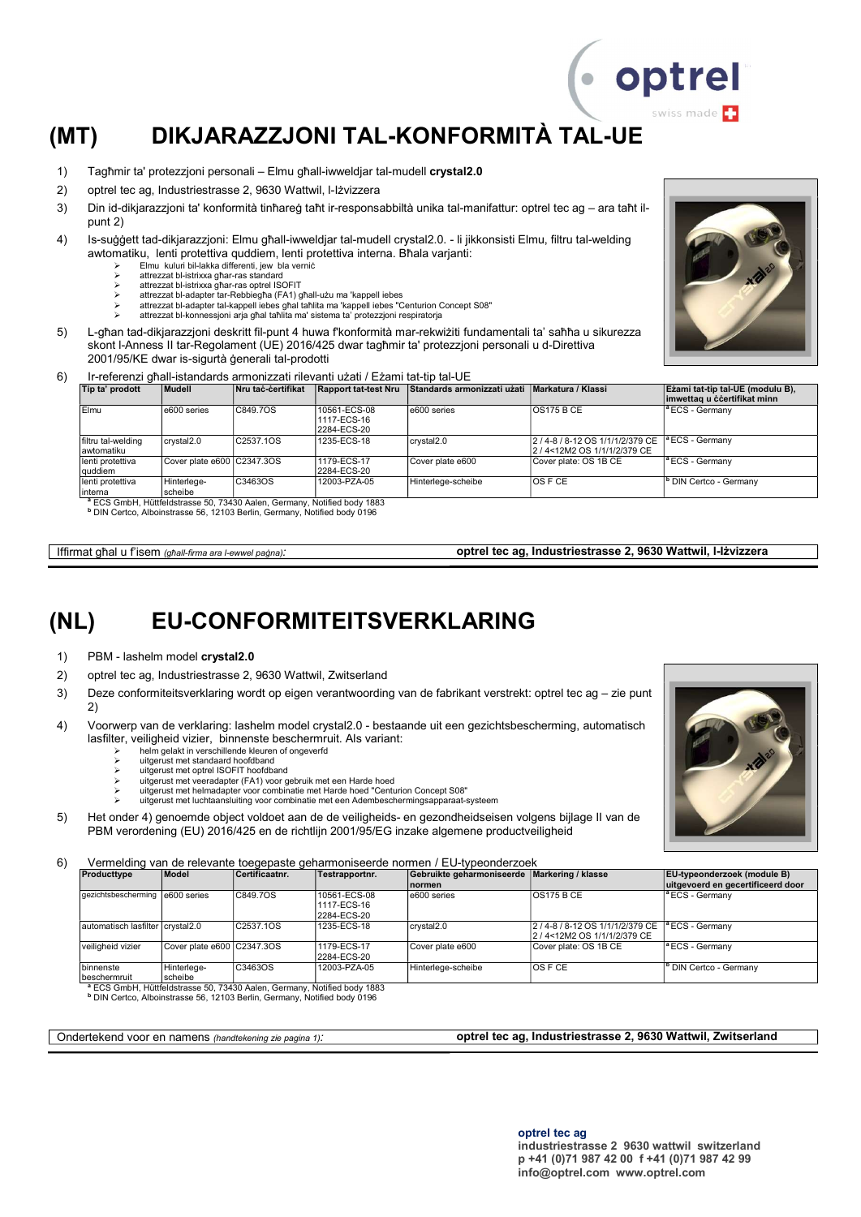# (MT) DIKJARAZZJONI TAL-KONFORMITÀ TAL-UE

1) Tagħmir ta' protezzjoni personali – Elmu għall-iwweldjar tal-mudell **crystal2.0**
2) optrel tec ag, Industriestrasse 2, 9630 Wattwil, l-Iżvizzera
3) Din id-dikjarazzjoni ta' konformità tinħareġ taħt ir-responsabbiltà unika tal-manifattur: optrel tec ag – ara taħt il-punt 2)
4) Is-suġġett tad-dikjarazzjoni: Elmu għall-iwweldjar tal-mudell crystal2.0. - li jikkonsisti Elmu, filtru tal-welding awtomatiku, lenti protettiva quddiem, lenti protettiva interna. Bħala varjanti:
   - Elmu kulur bil-lakka differenti, jew bla verniċ
   - attrezzat bl-istrixxa għar-ras standard
   - attrezzat bl-istrixxa għar-ras optrel ISOFIT
   - attrezzat bl-adapter tar-Rebbiegħa (FA1) għall-użu ma 'kappell iebes
   - attrezzat bl-adapter tal-kappell iebes għal taħlita ma 'kappell iebes "Centurion Concept S08"
   - attrezzat bl-konnessjoni arja għal taħlita ma' sistema ta' protezzjoni respiratorja
5) L-għan tad-dikjarazzjoni deskritt fil-punt 4 huwa f'konformità mar-rekwiżiti fundamentali ta' saħħa u sikurezza skont l-Anness II tar-Regolament (UE) 2016/425 dwar tagħmir ta' protezzjoni personali u d-Direttiva 2001/95/KE dwar is-sigurtà ġenerali tal-prodotti
6) Ir-referenzi għall-istandards armonizzati rilevanti użati / Eżami tat-tip tal-UE

| Tip ta' prodott | Mudell | Nru taċ-ċertifikat | Rapport tat-test Nru | Standards armonizzati użati | Markatura / Klassi | Eżami tat-tip tal-UE (modulu B), imwettaq u ċċertifikat minn |
|---|---|---|---|---|---|---|
| Elmu | e600 series | C849.7OS | 10561-ECS-08 1117-ECS-16 2284-ECS-20 | e600 series | OS175 B CE | [a] ECS - Germany |
| filtru tal-welding awtomatiku | crystal2.0 | C2537.1OS | 1235-ECS-18 | crystal2.0 | 2 / 4-8 / 8-12 OS 1/1/1/2/379 CE 2 / 4<12M2 OS 1/1/1/2/379 CE | [a] ECS - Germany |
| lenti protettiva quddiem | Cover plate e600 | C2347.3OS | 1179-ECS-17 2284-ECS-20 | Cover plate e600 | Cover plate: OS 1B CE | [a] ECS - Germany |
| lenti protettiva interna | Hinterlege-scheibe | C3463OS | 12003-PZA-05 | Hinterlege-scheibe | OS F CE | [b] DIN Certco - Germany |

[a] ECS GmbH, Hüttfeldstrasse 50, 73430 Aalen, Germany, Notified body 1883
[b] DIN Certco, Alboinstrasse 56, 12103 Berlin, Germany, Notified body 0196

Iffirmat għal u f'isem *(għall-firma ara l-ewwel paġna)*: **optrel tec ag, Industriestrasse 2, 9630 Wattwil, l-Iżvizzera**

# (NL) EU-CONFORMITEITSVERKLARING

1) PBM - lashelm model **crystal2.0**
2) optrel tec ag, Industriestrasse 2, 9630 Wattwil, Zwitserland
3) Deze conformiteitsverklaring wordt op eigen verantwoording van de fabrikant verstrekt: optrel tec ag – zie punt 2)
4) Voorwerp van de verklaring: lashelm model crystal2.0 - bestaande uit een gezichtsbescherming, automatisch lasfilter, veiligheid vizier, binnenste beschermruit. Als variant:
   - helm gelakt in verschillende kleuren of ongeverfd
   - uitgerust met standaard hoofdband
   - uitgerust met optrel ISOFIT hoofdband
   - uitgerust met veeradapter (FA1) voor gebruik met een Harde hoed
   - uitgerust met helmadapter voor combinatie met Harde hoed "Centurion Concept S08"
   - uitgerust met luchtaansluiting voor combinatie met een Adembeschermingsapparaat-systeem
5) Het onder 4) genoemde object voldoet aan de veiligheids- en gezondheidseisen volgens bijlage II van de PBM verordening (EU) 2016/425 en de richtlijn 2001/95/EG inzake algemene productveiligheid
6) Vermelding van de relevante toegepaste geharmoniseerde normen / EU-typeonderzoek

| Producttype | Model | Certificaatnr. | Testrapportnr. | Gebruikte geharmoniseerde normen | Markering / klasse | EU-typeonderzoek (module B) uitgevoerd en gecertificeerd door |
|---|---|---|---|---|---|---|
| gezichtsbescherming | e600 series | C849.7OS | 10561-ECS-08 1117-ECS-16 2284-ECS-20 | e600 series | OS175 B CE | [a] ECS - Germany |
| automatisch lasfilter | crystal2.0 | C2537.1OS | 1235-ECS-18 | crystal2.0 | 2 / 4-8 / 8-12 OS 1/1/1/2/379 CE 2 / 4<12M2 OS 1/1/1/2/379 CE | [a] ECS - Germany |
| veiligheid vizier | Cover plate e600 | C2347.3OS | 1179-ECS-17 2284-ECS-20 | Cover plate e600 | Cover plate: OS 1B CE | [a] ECS - Germany |
| binnenste beschermruit | Hinterlege-scheibe | C3463OS | 12003-PZA-05 | Hinterlege-scheibe | OS F CE | [b] DIN Certco - Germany |

[a] ECS GmbH, Hüttfeldstrasse 50, 73430 Aalen, Germany, Notified body 1883
[b] DIN Certco, Alboinstrasse 56, 12103 Berlin, Germany, Notified body 0196

Ondertekend voor en namens *(handtekening zie pagina 1)*: **optrel tec ag, Industriestrasse 2, 9630 Wattwil, Zwitserland**

**optrel tec ag**
**industriestrasse 2 9630 wattwil switzerland**
**p +41 (0)71 987 42 00 f +41 (0)71 987 42 99**
**info@optrel.com www.optrel.com**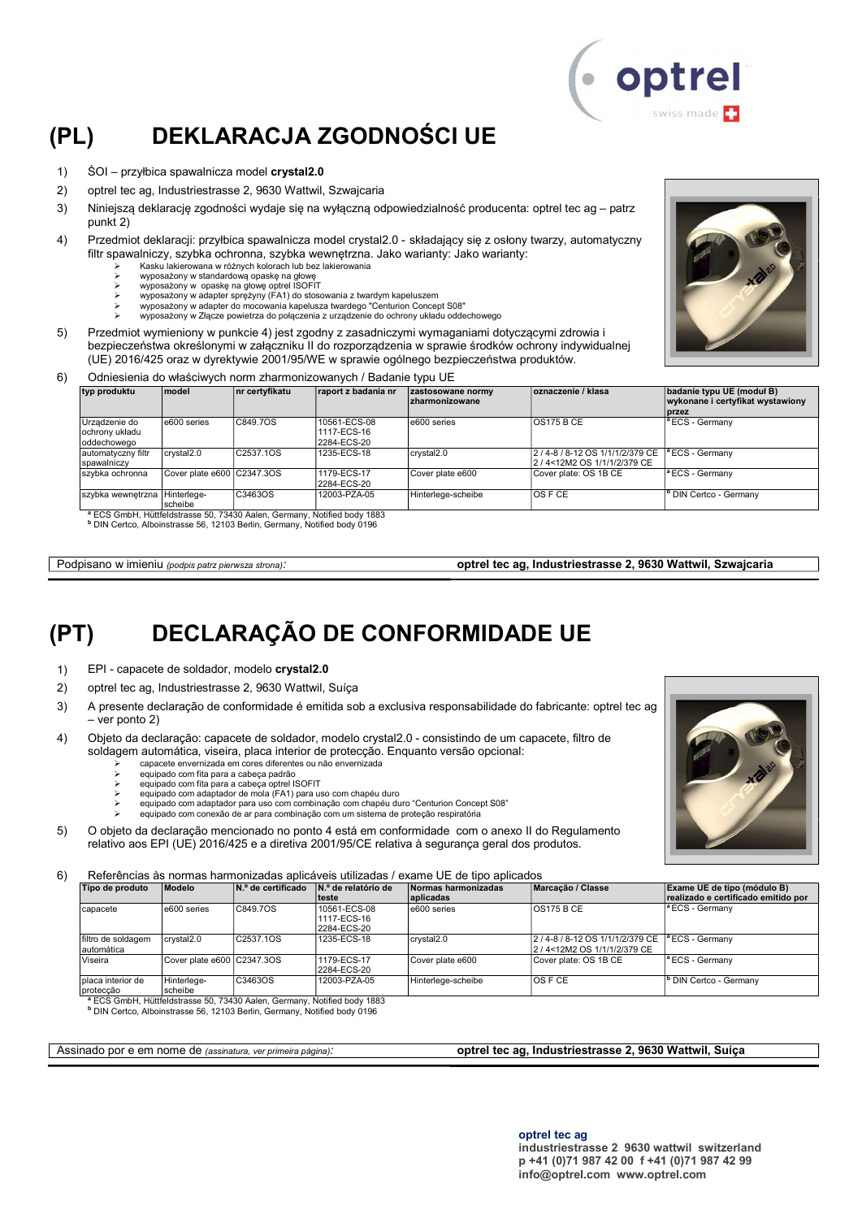# (PL) DEKLARACJA ZGODNOŚCI UE

1) ŚOI – przyłbica spawalnicza model **crystal2.0**
2) optrel tec ag, Industriestrasse 2, 9630 Wattwil, Szwajcaria
3) Niniejszą deklarację zgodności wydaje się na wyłączną odpowiedzialność producenta: optrel tec ag – patrz punkt 2)
4) Przedmiot deklaracji: przyłbica spawalnicza model crystal2.0 - składający się z osłony twarzy, automatyczny filtr spawalniczy, szybka ochronna, szybka wewnętrzna. Jako warianty: Jako warianty:
   - Kasku lakierowana w różnych kolorach lub bez lakierowania
   - wyposażony w standardową opaskę na głowę
   - wyposażony w opaskę na głowę optrel ISOFIT
   - wyposażony w adapter sprężyny (FA1) do stosowania z twardym kapeluszem
   - wyposażony w adapter do mocowania kapelusza twardego "Centurion Concept S08"
   - wyposażony w Złącze powietrza do połączenia z urządzenie do ochrony układu oddechowego
5) Przedmiot wymieniony w punkcie 4) jest zgodny z zasadniczymi wymaganiami dotyczącymi zdrowia i bezpieczeństwa określonymi w załączniku II do rozporządzenia w sprawie środków ochrony indywidualnej (UE) 2016/425 oraz w dyrektywie 2001/95/WE w sprawie ogólnego bezpieczeństwa produktów.
6) Odniesienia do właściwych norm zharmonizowanych / Badanie typu UE

| typ produktu | model | nr certyfikatu | raport z badania nr | zastosowane normy zharmonizowane | oznaczenie / klasa | badanie typu UE (moduł B) wykonane i certyfikat wystawiony przez |
|---|---|---|---|---|---|---|
| Urządzenie do ochrony układu oddechowego | e600 series | C849.7OS | 10561-ECS-08 1117-ECS-16 2284-ECS-20 | e600 series | OS175 B CE | [a] ECS - Germany |
| automatyczny filtr spawalniczy | crystal2.0 | C2537.1OS | 1235-ECS-18 | crystal2.0 | 2 / 4-8 / 8-12 OS 1/1/1/2/379 CE 2 / 4<12M2 OS 1/1/1/2/379 CE | [a] ECS - Germany |
| szybka ochronna | Cover plate e600 | C2347.3OS | 1179-ECS-17 2284-ECS-20 | Cover plate e600 | Cover plate: OS 1B CE | [a] ECS - Germany |
| szybka wewnętrzna | Hinterlege-scheibe | C3463OS | 12003-PZA-05 | Hinterlege-scheibe | OS F CE | [b] DIN Certco - Germany |

[a] ECS GmbH, Hüttfeldstrasse 50, 73430 Aalen, Germany, Notified body 1883
[b] DIN Certco, Alboinstrasse 56, 12103 Berlin, Germany, Notified body 0196

Podpisano w imieniu *(podpis patrz pierwsza strona)*: **optrel tec ag, Industriestrasse 2, 9630 Wattwil, Szwajcaria**

# (PT) DECLARAÇÃO DE CONFORMIDADE UE

1) EPI - capacete de soldador, modelo **crystal2.0**
2) optrel tec ag, Industriestrasse 2, 9630 Wattwil, Suíça
3) A presente declaração de conformidade é emitida sob a exclusiva responsabilidade do fabricante: optrel tec ag – ver ponto 2)
4) Objeto da declaração: capacete de soldador, modelo crystal2.0 - consistindo de um capacete, filtro de soldagem automática, viseira, placa interior de protecção. Enquanto versão opcional:
   - capacete envernizada em cores diferentes ou não envernizada
   - equipado com fita para a cabeça padrão
   - equipado com fita para a cabeça optrel ISOFIT
   - equipado com adaptador de mola (FA1) para uso com chapéu duro
   - equipado com adaptador para uso com combinação com chapéu duro "Centurion Concept S08"
   - equipado com conexão de ar para combinação com um sistema de proteção respiratória
5) O objeto da declaração mencionado no ponto 4 está em conformidade com o anexo II do Regulamento relativo aos EPI (UE) 2016/425 e a diretiva 2001/95/CE relativa à segurança geral dos produtos.
6) Referências às normas harmonizadas aplicáveis utilizadas / exame UE de tipo aplicados

| Tipo de produto | Modelo | N.º de certificado | N.º de relatório de teste | Normas harmonizadas aplicadas | Marcação / Classe | Exame UE de tipo (módulo B) realizado e certificado emitido por |
|---|---|---|---|---|---|---|
| capacete | e600 series | C849.7OS | 10561-ECS-08 1117-ECS-16 2284-ECS-20 | e600 series | OS175 B CE | [a] ECS - Germany |
| filtro de soldagem automática | crystal2.0 | C2537.1OS | 1235-ECS-18 | crystal2.0 | 2 / 4-8 / 8-12 OS 1/1/1/2/379 CE 2 / 4<12M2 OS 1/1/1/2/379 CE | [a] ECS - Germany |
| Viseira | Cover plate e600 | C2347.3OS | 1179-ECS-17 2284-ECS-20 | Cover plate e600 | Cover plate: OS 1B CE | [a] ECS - Germany |
| placa interior de protecção | Hinterlege-scheibe | C3463OS | 12003-PZA-05 | Hinterlege-scheibe | OS F CE | [b] DIN Certco - Germany |

[a] ECS GmbH, Hüttfeldstrasse 50, 73430 Aalen, Germany, Notified body 1883
[b] DIN Certco, Alboinstrasse 56, 12103 Berlin, Germany, Notified body 0196

Assinado por e em nome de *(assinatura, ver primeira página)*: **optrel tec ag, Industriestrasse 2, 9630 Wattwil, Suíça**

**optrel tec ag**
**industriestrasse 2 9630 wattwil switzerland**
**p +41 (0)71 987 42 00 f +41 (0)71 987 42 99**
**info@optrel.com www.optrel.com**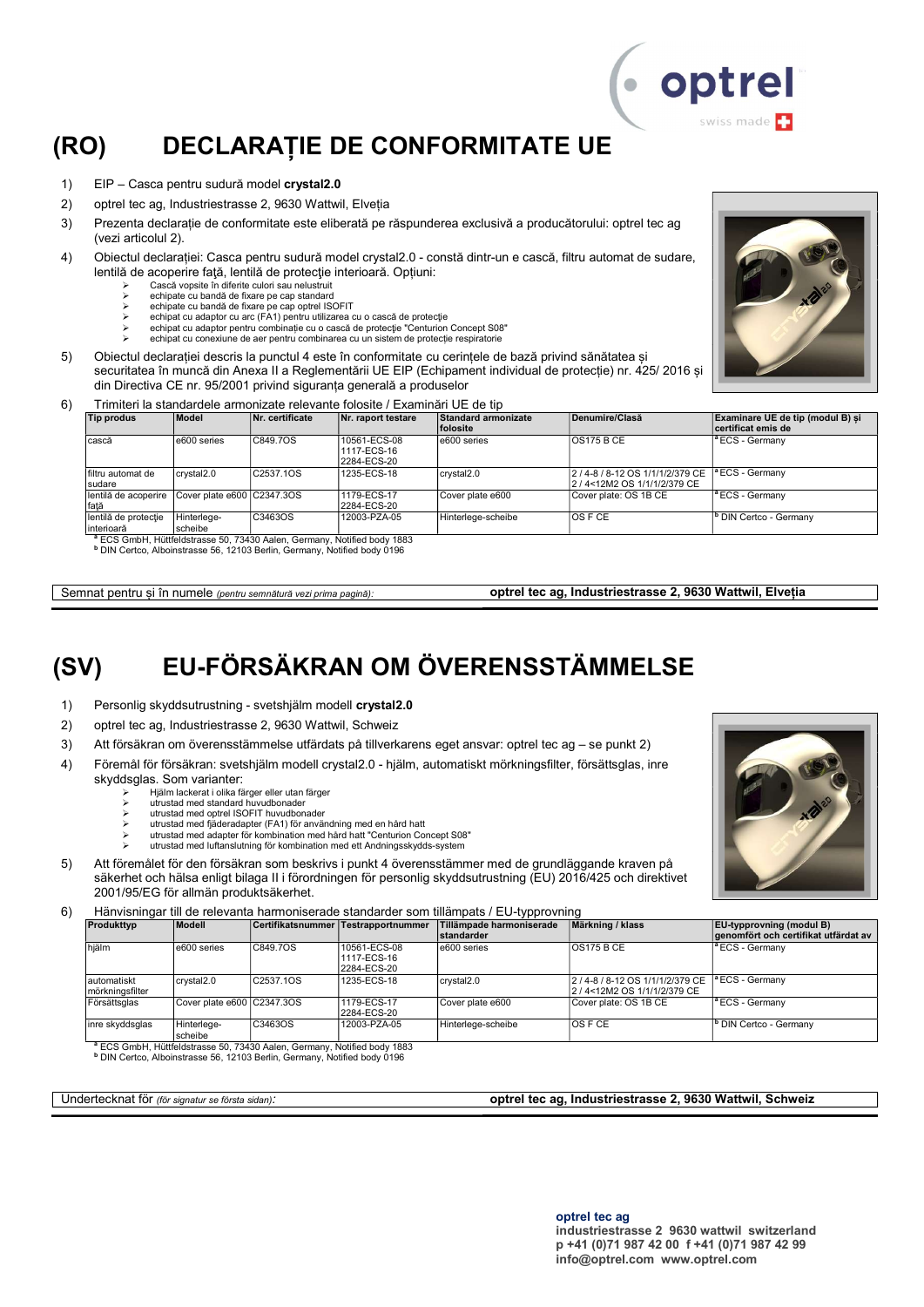# (RO) DECLARAȚIE DE CONFORMITATE UE

1) EIP – Casca pentru sudură model **crystal2.0**

2) optrel tec ag, Industriestrasse 2, 9630 Wattwil, Elveția

3) Prezenta declarație de conformitate este eliberată pe răspunderea exclusivă a producătorului: optrel tec ag (vezi articolul 2).

4) Obiectul declarației: Casca pentru sudură model crystal2.0 - constă dintr-un e cască, filtru automat de sudare, lentilă de acoperire față, lentilă de protecție interioară. Opțiuni:
   - Cască vopsite în diferite culori sau nelustruit
   - echipate cu bandă de fixare pe cap standard
   - echipate cu bandă de fixare pe cap optrel ISOFIT
   - echipat cu adaptor cu arc (FA1) pentru utilizarea cu o cască de protecție
   - echipat cu adaptor pentru combinație cu o cască de protecție "Centurion Concept S08"
   - echipat cu conexiune de aer pentru combinarea cu un sistem de protecție respiratorie

5) Obiectul declarației descris la punctul 4 este în conformitate cu cerințele de bază privind sănătatea și securitatea în muncă din Anexa II a Reglementării UE EIP (Echipament individual de protecție) nr. 425/ 2016 și din Directiva CE nr. 95/2001 privind siguranța generală a produselor

6) Trimiteri la standardele armonizate relevante folosite / Examinări UE de tip

| Tip produs | Model | Nr. certificate | Nr. raport testare | Standard armonizate folosite | Denumire/Clasă | Examinare UE de tip (modul B) și certificat emis de |
|---|---|---|---|---|---|---|
| cască | e600 series | C849.7OS | 10561-ECS-08 1117-ECS-16 2284-ECS-20 | e600 series | OS175 B CE | [a] ECS - Germany |
| filtru automat de sudare | crystal2.0 | C2537.1OS | 1235-ECS-18 | crystal2.0 | 2 / 4-8 / 8-12 OS 1/1/1/2/379 CE 2 / 4<12M2 OS 1/1/1/2/379 CE | [a] ECS - Germany |
| lentilă de acoperire față | Cover plate e600 | C2347.3OS | 1179-ECS-17 2284-ECS-20 | Cover plate e600 | Cover plate: OS 1B CE | [a] ECS - Germany |
| lentilă de protecție interioară | Hinterlege-scheibe | C3463OS | 12003-PZA-05 | Hinterlege-scheibe | OS F CE | [b] DIN Certco - Germany |

[a] ECS GmbH, Hüttfeldstrasse 50, 73430 Aalen, Germany, Notified body 1883
[b] DIN Certco, Alboinstrasse 56, 12103 Berlin, Germany, Notified body 0196

Semnat pentru și în numele *(pentru semnătură vezi prima pagină)*: **optrel tec ag, Industriestrasse 2, 9630 Wattwil, Elveția**

# (SV) EU-FÖRSÄKRAN OM ÖVERENSSTÄMMELSE

1) Personlig skyddsutrustning - svetshjälm modell **crystal2.0**

2) optrel tec ag, Industriestrasse 2, 9630 Wattwil, Schweiz

3) Att försäkran om överensstämmelse utfärdats på tillverkarens eget ansvar: optrel tec ag – se punkt 2)

4) Föremål för försäkran: svetshjälm modell crystal2.0 - hjälm, automatiskt mörkningsfilter, försättsglas, inre skyddsglas. Som varianter:
   - Hjälm lackerat i olika färger eller utan färger
   - utrustad med standard huvudbonader
   - utrustad med optrel ISOFIT huvudbonader
   - utrustad med fjäderadapter (FA1) för användning med en hård hatt
   - utrustad med adapter för kombination med hård hatt "Centurion Concept S08"
   - utrustad med luftanslutning för kombination med ett Andningsskydds-system

5) Att föremålet för den försäkran som beskrivs i punkt 4 överensstämmer med de grundläggande kraven på säkerhet och hälsa enligt bilaga II i förordningen för personlig skyddsutrustning (EU) 2016/425 och direktivet 2001/95/EG för allmän produktsäkerhet.

6) Hänvisningar till de relevanta harmoniserade standarder som tillämpats / EU-typprovning

| Produkttyp | Modell | Certifikatsnummer | Testrapportnummer | Tillämpade harmoniserade standarder | Märkning / klass | EU-typprovning (modul B) genomfört och certifikat utfärdat av |
|---|---|---|---|---|---|---|
| hjälm | e600 series | C849.7OS | 10561-ECS-08 1117-ECS-16 2284-ECS-20 | e600 series | OS175 B CE | [a] ECS - Germany |
| automatiskt mörkningsfilter | crystal2.0 | C2537.1OS | 1235-ECS-18 | crystal2.0 | 2 / 4-8 / 8-12 OS 1/1/1/2/379 CE 2 / 4<12M2 OS 1/1/1/2/379 CE | [a] ECS - Germany |
| Försättsglas | Cover plate e600 | C2347.3OS | 1179-ECS-17 2284-ECS-20 | Cover plate e600 | Cover plate: OS 1B CE | [a] ECS - Germany |
| inre skyddsglas | Hinterlege-scheibe | C3463OS | 12003-PZA-05 | Hinterlege-scheibe | OS F CE | [b] DIN Certco - Germany |

[a] ECS GmbH, Hüttfeldstrasse 50, 73430 Aalen, Germany, Notified body 1883
[b] DIN Certco, Alboinstrasse 56, 12103 Berlin, Germany, Notified body 0196

Undertecknat för *(för signatur se första sidan)*: **optrel tec ag, Industriestrasse 2, 9630 Wattwil, Schweiz**

**optrel tec ag**
**industriestrasse 2 9630 wattwil switzerland**
**p +41 (0)71 987 42 00 f +41 (0)71 987 42 99**
**info@optrel.com www.optrel.com**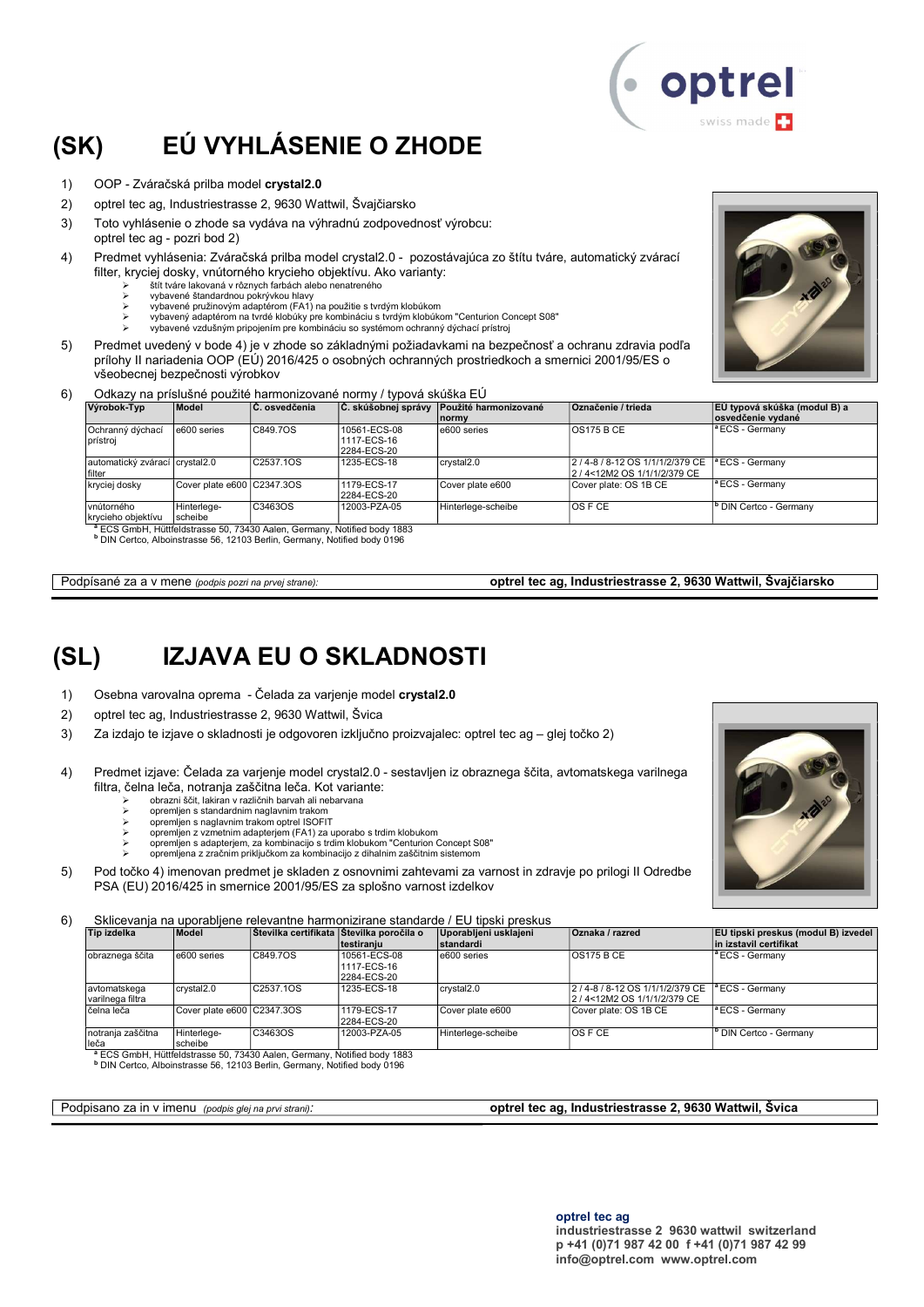# (SK) EÚ VYHLÁSENIE O ZHODE

1) OOP - Zváračská prilba model **crystal2.0**
2) optrel tec ag, Industriestrasse 2, 9630 Wattwil, Švajčiarsko
3) Toto vyhlásenie o zhode sa vydáva na výhradnú zodpovednosť výrobcu: optrel tec ag - pozri bod 2)
4) Predmet vyhlásenia: Zváračská prilba model crystal2.0 - pozostávajúca zo štítu tváre, automatický zvárací filter, kryciej dosky, vnútorného krycieho objektívu. Ako varianty:
   - štít tváre lakovaná v rôznych farbách alebo nenatreného
   - vybavené štandardnou pokrývkou hlavy
   - vybavené pružinovým adaptérom (FA1) na použitie s tvrdým klobúkom
   - vybavený adaptérom na tvrdé klobúky pre kombináciu s tvrdým klobúkom "Centurion Concept S08"
   - vybavené vzdušným pripojením pre kombináciu so systémom ochranný dýchací prístroj
5) Predmet uvedený v bode 4) je v zhode so základnými požiadavkami na bezpečnosť a ochranu zdravia podľa prílohy II nariadenia OOP (EÚ) 2016/425 o osobných ochranných prostriedkoch a smernici 2001/95/ES o všeobecnej bezpečnosti výrobkov
6) Odkazy na príslušné použité harmonizované normy / typová skúška EÚ

| Výrobok-Typ | Model | Č. osvedčenia | Č. skúšobnej správy | Použité harmonizované normy | Označenie / trieda | EÚ typová skúška (modul B) a osvedčenie vydané |
|---|---|---|---|---|---|---|
| Ochranný dýchací prístroj | e600 series | C849.7OS | 10561-ECS-08 1117-ECS-16 2284-ECS-20 | e600 series | OS175 B CE | [a] ECS - Germany |
| automatický zvárací filter | crystal2.0 | C2537.1OS | 1235-ECS-18 | crystal2.0 | 2 / 4-8 / 8-12 OS 1/1/1/2/379 CE 2 / 4<12M2 OS 1/1/1/2/379 CE | [a] ECS - Germany |
| kryciej dosky | Cover plate e600 | C2347.3OS | 1179-ECS-17 2284-ECS-20 | Cover plate e600 | Cover plate: OS 1B CE | [a] ECS - Germany |
| vnútorného krycieho objektívu | Hinterlege-scheibe | C3463OS | 12003-PZA-05 | Hinterlege-scheibe | OS F CE | [b] DIN Certco - Germany |

[a] ECS GmbH, Hüttfeldstrasse 50, 73430 Aalen, Germany, Notified body 1883
[b] DIN Certco, Alboinstrasse 56, 12103 Berlin, Germany, Notified body 0196

Podpísané za a v mene *(podpis pozri na prvej strane)*: **optrel tec ag, Industriestrasse 2, 9630 Wattwil, Švajčiarsko**

# (SL) IZJAVA EU O SKLADNOSTI

1) Osebna varovalna oprema - Čelada za varjenje model **crystal2.0**
2) optrel tec ag, Industriestrasse 2, 9630 Wattwil, Švica
3) Za izdajo te izjave o skladnosti je odgovoren izključno proizvajalec: optrel tec ag – glej točko 2)
4) Predmet izjave: Čelada za varjenje model crystal2.0 - sestavljen iz obraznega ščita, avtomatskega varilnega filtra, čelna leča, notranja zaščitna leča. Kot variante:
   - obrazni ščit, lakiran v različnih barvah ali nebarvana
   - opremljen s standardnim naglavnim trakom
   - opremljen s naglavnim trakom optrel ISOFIT
   - opremljen z vzmetnim adapterjem (FA1) za uporabo s trdim klobukom
   - opremljen s adapterjem, za kombinacijo s trdim klobukom "Centurion Concept S08"
   - opremljena z zračnim priključkom za kombinacijo z dihalnim zaščitnim sistemom
5) Pod točko 4) imenovan predmet je skladen z osnovnimi zahtevami za varnost in zdravje po prilogi II Odredbe PSA (EU) 2016/425 in smernice 2001/95/ES za splošno varnost izdelkov
6) Sklicevanja na uporabljene relevantne harmonizirane standarde / EU tipski preskus

| Tip izdelka | Model | Številka certifikata | Številka poročila o testiranju | Uporabljeni usklajeni standardi | Oznaka / razred | EU tipski preskus (modul B) izvedel in izstavil certifikat |
|---|---|---|---|---|---|---|
| obraznega ščita | e600 series | C849.7OS | 10561-ECS-08 1117-ECS-16 2284-ECS-20 | e600 series | OS175 B CE | [a] ECS - Germany |
| avtomatskega varilnega filtra | crystal2.0 | C2537.1OS | 1235-ECS-18 | crystal2.0 | 2 / 4-8 / 8-12 OS 1/1/1/2/379 CE 2 / 4<12M2 OS 1/1/1/2/379 CE | [a] ECS - Germany |
| čelna leča | Cover plate e600 | C2347.3OS | 1179-ECS-17 2284-ECS-20 | Cover plate e600 | Cover plate: OS 1B CE | [a] ECS - Germany |
| notranja zaščitna leča | Hinterlege-scheibe | C3463OS | 12003-PZA-05 | Hinterlege-scheibe | OS F CE | [b] DIN Certco - Germany |

[a] ECS GmbH, Hüttfeldstrasse 50, 73430 Aalen, Germany, Notified body 1883
[b] DIN Certco, Alboinstrasse 56, 12103 Berlin, Germany, Notified body 0196

Podpisano za in v imenu *(podpis glej na prvi strani)*: **optrel tec ag, Industriestrasse 2, 9630 Wattwil, Švica**

**optrel tec ag**
**industriestrasse 2 9630 wattwil switzerland**
**p +41 (0)71 987 42 00 f +41 (0)71 987 42 99**
**info@optrel.com www.optrel.com**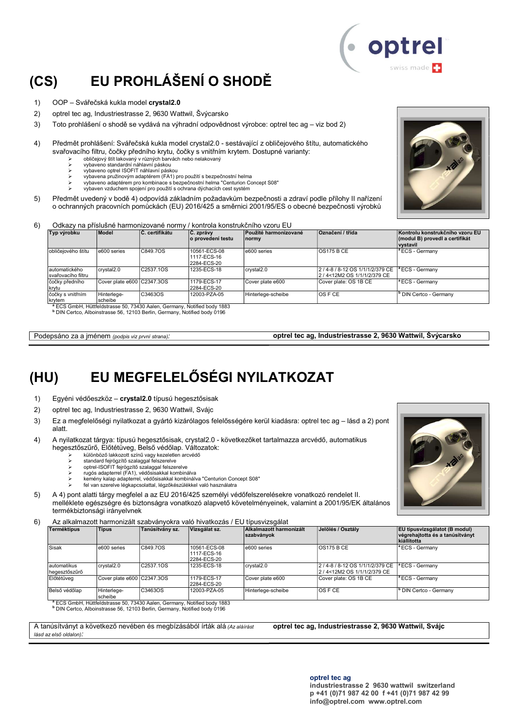# (CS) EU PROHLÁŠENÍ O SHODĚ

1) OOP – Svářečská kukla model **crystal2.0**
2) optrel tec ag, Industriestrasse 2, 9630 Wattwil, Švýcarsko
3) Toto prohlášení o shodě se vydává na výhradní odpovědnost výrobce: optrel tec ag – viz bod 2)
4) Předmět prohlášení: Svářečská kukla model crystal2.0 - sestávající z obličejového štítu, automatického svařovacího filtru, čočky předního krytu, čočky s vnitřním krytem. Dostupné varianty:
   - obličejový štít lakovaný v různých barvách nebo nelakovaný
   - vybaveno standardní náhlavní páskou
   - vybaveno optrel ISOFIT náhlavní páskou
   - vybavena pružinovým adaptérem (FA1) pro použití s bezpečnostní helma
   - vybaveno adaptérem pro kombinace s bezpečnostní helma "Centurion Concept S08"
   - vybaven vzduchem spojení pro použití s ochrana dýchacích cest systém
5) Předmět uvedený v bodě 4) odpovídá základním požadavkům bezpečnosti a zdraví podle přílohy II nařízení o ochranných pracovních pomůckách (EU) 2016/425 a směrnici 2001/95/ES o obecné bezpečnosti výrobků
6) Odkazy na příslušné harmonizované normy / kontrola konstrukčního vzoru EU

| Typ výrobku | Model | Č. certifikátu | Č. zprávy o provedení testu | Použité harmonizované normy | Označení / třída | Kontrolu konstrukčního vzoru EU (modul B) provedl a certifikát vystavil |
|---|---|---|---|---|---|---|
| obličejového štítu | e600 series | C849.7OS | 10561-ECS-08 1117-ECS-16 2284-ECS-20 | e600 series | OS175 B CE | [a] ECS - Germany |
| automatického svařovacího filtru | crystal2.0 | C2537.1OS | 1235-ECS-18 | crystal2.0 | 2 / 4-8 / 8-12 OS 1/1/1/2/379 CE 2 / 4<12M2 OS 1/1/1/2/379 CE | [a] ECS - Germany |
| čočky předního krytu | Cover plate e600 | C2347.3OS | 1179-ECS-17 2284-ECS-20 | Cover plate e600 | Cover plate: OS 1B CE | [a] ECS - Germany |
| čočky s vnitřním krytem | Hinterlege-scheibe | C3463OS | 12003-PZA-05 | Hinterlege-scheibe | OS F CE | [b] DIN Certco - Germany |

[a] ECS GmbH, Hüttfeldstrasse 50, 73430 Aalen, Germany, Notified body 1883
[b] DIN Certco, Alboinstrasse 56, 12103 Berlin, Germany, Notified body 0196

Podepsáno za a jménem *(podpis viz první strana)*: **optrel tec ag, Industriestrasse 2, 9630 Wattwil, Švýcarsko**

# (HU) EU MEGFELELŐSÉGI NYILATKOZAT

1) Egyéni védőeszköz – **crystal2.0** típusú hegesztősisak
2) optrel tec ag, Industriestrasse 2, 9630 Wattwil, Svájc
3) Ez a megfelelőségi nyilatkozat a gyártó kizárólagos felelősségére kerül kiadásra: optrel tec ag – lásd a 2) pont alatt.
4) A nyilatkozat tárgya: típusú hegesztősisak, crystal2.0 - következőket tartalmazza arcvédő, automatikus hegesztőszűrő, Előtétüveg, Belső védőlap. Változatok:
   - különböző lakkozott színű vagy kezeletlen arcvédő
   - standard fejrögzítő szalaggal felszerelve
   - optrel-ISOFIT fejrögzítő szalaggal felszerelve
   - rugós adapterrel (FA1), védősisakkal kombinálva
   - kemény kalap adapterrel, védősisakkal kombinálva "Centurion Concept S08"
   - fel van szerelve légkapcsolattal, légzőkészülékkel való használatra
5) A 4) pont alatti tárgy megfelel a az EU 2016/425 személyi védőfelszerelésekre vonatkozó rendelet II. melléklete egészségre és biztonságra vonatkozó alapvető követelményeinek, valamint a 2001/95/EK általános termékbiztonsági irányelvnek
6) Az alkalmazott harmonizált szabványokra való hivatkozás / EU típusvizsgálat

| Terméktípus | Típus | Tanúsítvány sz. | Vizsgálat sz. | Alkalmazott harmonizált szabványok | Jelölés / Osztály | EU típusvizsgálatot (B modul) végrehajtotta és a tanúsítványt kiállította |
|---|---|---|---|---|---|---|
| Sisak | e600 series | C849.7OS | 10561-ECS-08 1117-ECS-16 2284-ECS-20 | e600 series | OS175 B CE | [a] ECS - Germany |
| automatikus hegesztőszűrő | crystal2.0 | C2537.1OS | 1235-ECS-18 | crystal2.0 | 2 / 4-8 / 8-12 OS 1/1/1/2/379 CE 2 / 4<12M2 OS 1/1/1/2/379 CE | [a] ECS - Germany |
| Előtétüveg | Cover plate e600 | C2347.3OS | 1179-ECS-17 2284-ECS-20 | Cover plate e600 | Cover plate: OS 1B CE | [a] ECS - Germany |
| Belső védőlap | Hinterlege-scheibe | C3463OS | 12003-PZA-05 | Hinterlege-scheibe | OS F CE | [b] DIN Certco - Germany |

[a] ECS GmbH, Hüttfeldstrasse 50, 73430 Aalen, Germany, Notified body 1883
[b] DIN Certco, Alboinstrasse 56, 12103 Berlin, Germany, Notified body 0196

A tanúsítványt a következő nevében és megbízásából írták alá *(Az aláírást lásd az első oldalon)*: **optrel tec ag, Industriestrasse 2, 9630 Wattwil, Svájc**

**optrel tec ag**
**industriestrasse 2 9630 wattwil switzerland**
**p +41 (0)71 987 42 00 f +41 (0)71 987 42 99**
**info@optrel.com www.optrel.com**